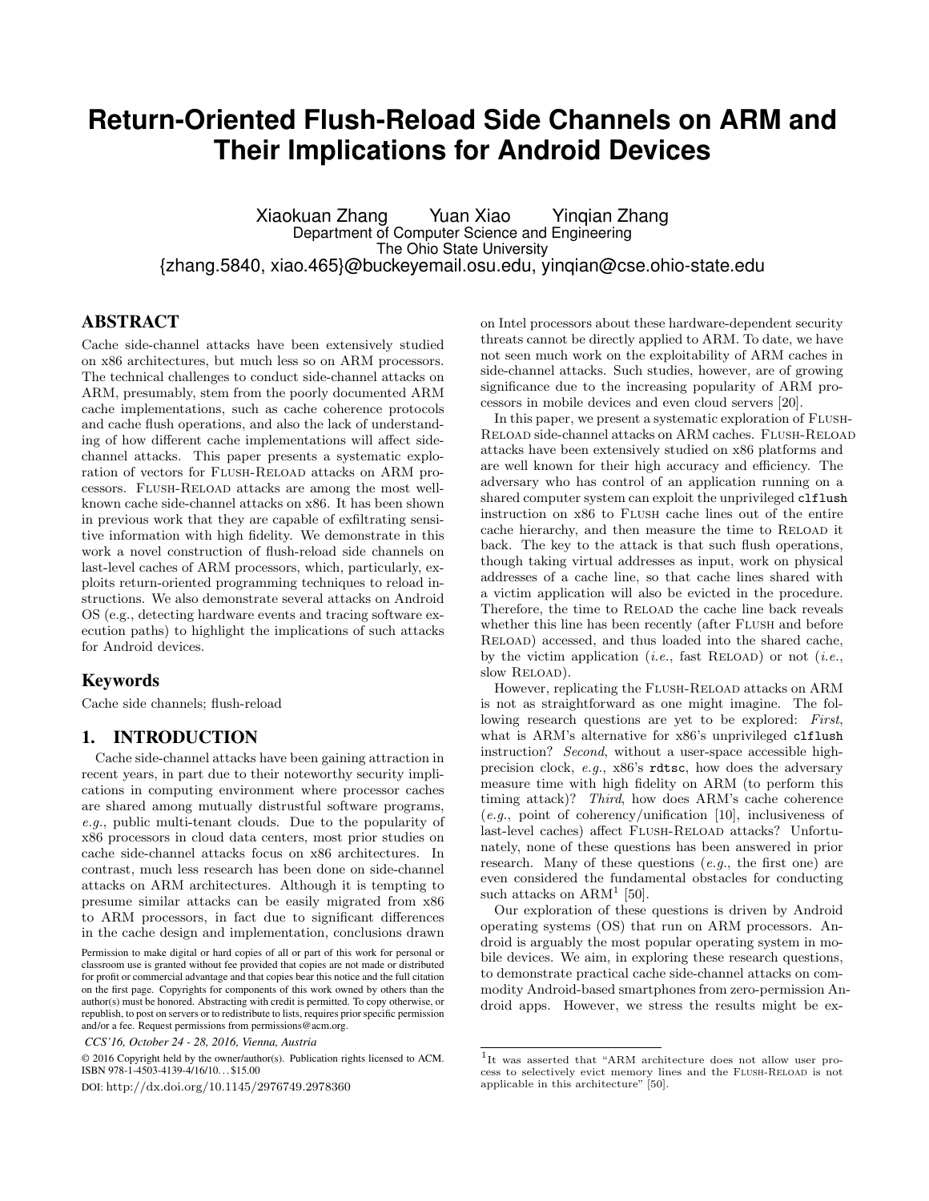# Return-Oriented Flush-Reload Side Channels on ARM and Their Implications for Android Devices

Xiaokuan Zhang  Yuan Xiao  Yinqian Zhang
Department of Computer Science and Engineering
The Ohio State University
{zhang.5840, xiao.465}@buckeyemail.osu.edu, yinqian@cse.ohio-state.edu

## ABSTRACT

Cache side-channel attacks have been extensively studied on x86 architectures, but much less so on ARM processors. The technical challenges to conduct side-channel attacks on ARM, presumably, stem from the poorly documented ARM cache implementations, such as cache coherence protocols and cache flush operations, and also the lack of understanding of how different cache implementations will affect side-channel attacks. This paper presents a systematic exploration of vectors for FLUSH-RELOAD attacks on ARM processors. FLUSH-RELOAD attacks are among the most well-known cache side-channel attacks on x86. It has been shown in previous work that they are capable of exfiltrating sensitive information with high fidelity. We demonstrate in this work a novel construction of flush-reload side channels on last-level caches of ARM processors, which, particularly, exploits return-oriented programming techniques to reload instructions. We also demonstrate several attacks on Android OS (e.g., detecting hardware events and tracing software execution paths) to highlight the implications of such attacks for Android devices.

### Keywords

Cache side channels; flush-reload

## 1. INTRODUCTION

Cache side-channel attacks have been gaining attraction in recent years, in part due to their noteworthy security implications in computing environment where processor caches are shared among mutually distrustful software programs, *e.g.*, public multi-tenant clouds. Due to the popularity of x86 processors in cloud data centers, most prior studies on cache side-channel attacks focus on x86 architectures. In contrast, much less research has been done on side-channel attacks on ARM architectures. Although it is tempting to presume similar attacks can be easily migrated from x86 to ARM processors, in fact due to significant differences in the cache design and implementation, conclusions drawn on Intel processors about these hardware-dependent security threats cannot be directly applied to ARM. To date, we have not seen much work on the exploitability of ARM caches in side-channel attacks. Such studies, however, are of growing significance due to the increasing popularity of ARM processors in mobile devices and even cloud servers [20].

In this paper, we present a systematic exploration of FLUSH-RELOAD side-channel attacks on ARM caches. FLUSH-RELOAD attacks have been extensively studied on x86 platforms and are well known for their high accuracy and efficiency. The adversary who has control of an application running on a shared computer system can exploit the unprivileged `clflush` instruction on x86 to FLUSH cache lines out of the entire cache hierarchy, and then measure the time to RELOAD it back. The key to the attack is that such flush operations, though taking virtual addresses as input, work on physical addresses of a cache line, so that cache lines shared with a victim application will also be evicted in the procedure. Therefore, the time to RELOAD the cache line back reveals whether this line has been recently (after FLUSH and before RELOAD) accessed, and thus loaded into the shared cache, by the victim application (*i.e.*, fast RELOAD) or not (*i.e.*, slow RELOAD).

However, replicating the FLUSH-RELOAD attacks on ARM is not as straightforward as one might imagine. The following research questions are yet to be explored: *First*, what is ARM's alternative for x86's unprivileged `clflush` instruction? *Second*, without a user-space accessible high-precision clock, *e.g.*, x86's `rdtsc`, how does the adversary measure time with high fidelity on ARM (to perform this timing attack)? *Third*, how does ARM's cache coherence (*e.g.*, point of coherency/unification [10], inclusiveness of last-level caches) affect FLUSH-RELOAD attacks? Unfortunately, none of these questions has been answered in prior research. Many of these questions (*e.g.*, the first one) are even considered the fundamental obstacles for conducting such attacks on ARM[1] [50].

Our exploration of these questions is driven by Android operating systems (OS) that run on ARM processors. Android is arguably the most popular operating system in mobile devices. We aim, in exploring these research questions, to demonstrate practical cache side-channel attacks on commodity Android-based smartphones from zero-permission Android apps. However, we stress the results might be ex-

[1] It was asserted that "ARM architecture does not allow user process to selectively evict memory lines and the FLUSH-RELOAD is not applicable in this architecture" [50].

Permission to make digital or hard copies of all or part of this work for personal or classroom use is granted without fee provided that copies are not made or distributed for profit or commercial advantage and that copies bear this notice and the full citation on the first page. Copyrights for components of this work owned by others than the author(s) must be honored. Abstracting with credit is permitted. To copy otherwise, or republish, to post on servers or to redistribute to lists, requires prior specific permission and/or a fee. Request permissions from permissions@acm.org.

*CCS'16, October 24 - 28, 2016, Vienna, Austria*

© 2016 Copyright held by the owner/author(s). Publication rights licensed to ACM. ISBN 978-1-4503-4139-4/16/10...$15.00

DOI: http://dx.doi.org/10.1145/2976749.2978360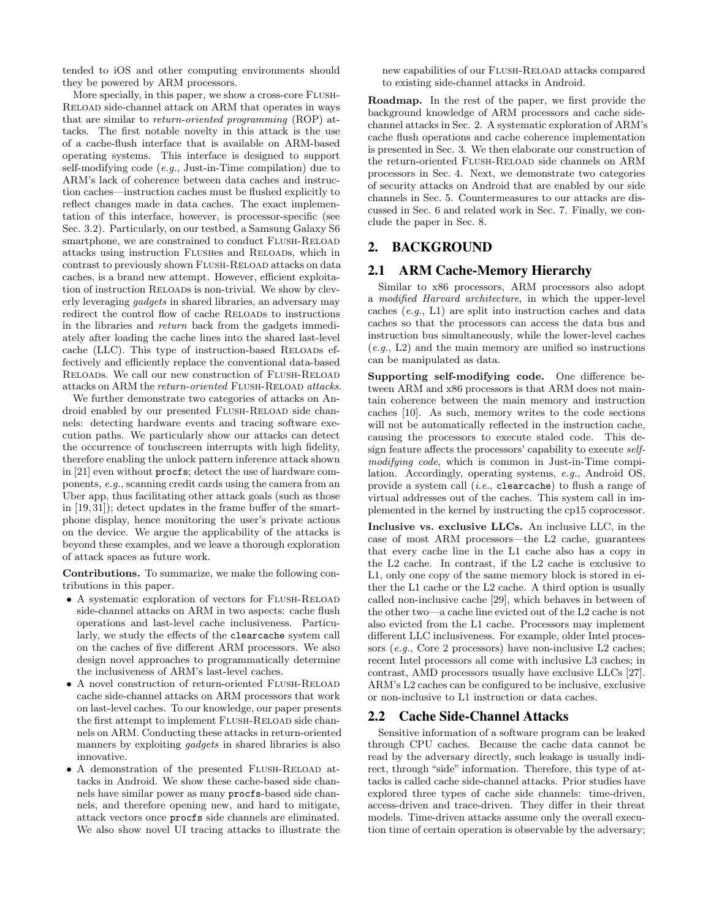tended to iOS and other computing environments should they be powered by ARM processors.

More specially, in this paper, we show a cross-core Flush-Reload side-channel attack on ARM that operates in ways that are similar to *return-oriented programming* (ROP) attacks. The first notable novelty in this attack is the use of a cache-flush interface that is available on ARM-based operating systems. This interface is designed to support self-modifying code (*e.g.*, Just-in-Time compilation) due to ARM's lack of coherence between data caches and instruction caches—instruction caches must be flushed explicitly to reflect changes made in data caches. The exact implementation of this interface, however, is processor-specific (see Sec. 3.2). Particularly, on our testbed, a Samsung Galaxy S6 smartphone, we are constrained to conduct Flush-Reload attacks using instruction Flushes and Reloads, which in contrast to previously shown Flush-Reload attacks on data caches, is a brand new attempt. However, efficient exploitation of instruction Reloads is non-trivial. We show by cleverly leveraging *gadgets* in shared libraries, an adversary may redirect the control flow of cache Reloads to instructions in the libraries and *return* back from the gadgets immediately after loading the cache lines into the shared last-level cache (LLC). This type of instruction-based Reloads effectively and efficiently replace the conventional data-based Reloads. We call our new construction of Flush-Reload attacks on ARM the *return-oriented* Flush-Reload *attacks*.

We further demonstrate two categories of attacks on Android enabled by our presented Flush-Reload side channels: detecting hardware events and tracing software execution paths. We particularly show our attacks can detect the occurrence of touchscreen interrupts with high fidelity, therefore enabling the unlock pattern inference attack shown in [21] even without `procfs`; detect the use of hardware components, *e.g.*, scanning credit cards using the camera from an Uber app, thus facilitating other attack goals (such as those in [19, 31]); detect updates in the frame buffer of the smartphone display, hence monitoring the user's private actions on the device. We argue the applicability of the attacks is beyond these examples, and we leave a thorough exploration of attack spaces as future work.

**Contributions.** To summarize, we make the following contributions in this paper.

- A systematic exploration of vectors for Flush-Reload side-channel attacks on ARM in two aspects: cache flush operations and last-level cache inclusiveness. Particularly, we study the effects of the `clearcache` system call on the caches of five different ARM processors. We also design novel approaches to programmatically determine the inclusiveness of ARM's last-level caches.
- A novel construction of return-oriented Flush-Reload cache side-channel attacks on ARM processors that work on last-level caches. To our knowledge, our paper presents the first attempt to implement Flush-Reload side channels on ARM. Conducting these attacks in return-oriented manners by exploiting *gadgets* in shared libraries is also innovative.
- A demonstration of the presented Flush-Reload attacks in Android. We show these cache-based side channels have similar power as many `procfs`-based side channels, and therefore opening new, and hard to mitigate, attack vectors once `procfs` side channels are eliminated. We also show novel UI tracing attacks to illustrate the new capabilities of our Flush-Reload attacks compared to existing side-channel attacks in Android.

**Roadmap.** In the rest of the paper, we first provide the background knowledge of ARM processors and cache side-channel attacks in Sec. 2. A systematic exploration of ARM's cache flush operations and cache coherence implementation is presented in Sec. 3. We then elaborate our construction of the return-oriented Flush-Reload side channels on ARM processors in Sec. 4. Next, we demonstrate two categories of security attacks on Android that are enabled by our side channels in Sec. 5. Countermeasures to our attacks are discussed in Sec. 6 and related work in Sec. 7. Finally, we conclude the paper in Sec. 8.

## 2. BACKGROUND

### 2.1 ARM Cache-Memory Hierarchy

Similar to x86 processors, ARM processors also adopt a *modified Harvard architecture*, in which the upper-level caches (*e.g.*, L1) are split into instruction caches and data caches so that the processors can access the data bus and instruction bus simultaneously, while the lower-level caches (*e.g.*, L2) and the main memory are unified so instructions can be manipulated as data.

**Supporting self-modifying code.** One difference between ARM and x86 processors is that ARM does not maintain coherence between the main memory and instruction caches [10]. As such, memory writes to the code sections will not be automatically reflected in the instruction cache, causing the processors to execute staled code. This design feature affects the processors' capability to execute *self-modifying code*, which is common in Just-in-Time compilation. Accordingly, operating systems, *e.g.*, Android OS, provide a system call (*i.e.*, `clearcache`) to flush a range of virtual addresses out of the caches. This system call in implemented in the kernel by instructing the cp15 coprocessor.

**Inclusive vs. exclusive LLCs.** An inclusive LLC, in the case of most ARM processors—the L2 cache, guarantees that every cache line in the L1 cache also has a copy in the L2 cache. In contrast, if the L2 cache is exclusive to L1, only one copy of the same memory block is stored in either the L1 cache or the L2 cache. A third option is usually called non-inclusive cache [29], which behaves in between of the other two—a cache line evicted out of the L2 cache is not also evicted from the L1 cache. Processors may implement different LLC inclusiveness. For example, older Intel processors (*e.g.*, Core 2 processors) have non-inclusive L2 caches; recent Intel processors all come with inclusive L3 caches; in contrast, AMD processors usually have exclusive LLCs [27]. ARM's L2 caches can be configured to be inclusive, exclusive or non-inclusive to L1 instruction or data caches.

### 2.2 Cache Side-Channel Attacks

Sensitive information of a software program can be leaked through CPU caches. Because the cache data cannot be read by the adversary directly, such leakage is usually indirect, through "side" information. Therefore, this type of attacks is called cache side-channel attacks. Prior studies have explored three types of cache side channels: time-driven, access-driven and trace-driven. They differ in their threat models. Time-driven attacks assume only the overall execution time of certain operation is observable by the adversary;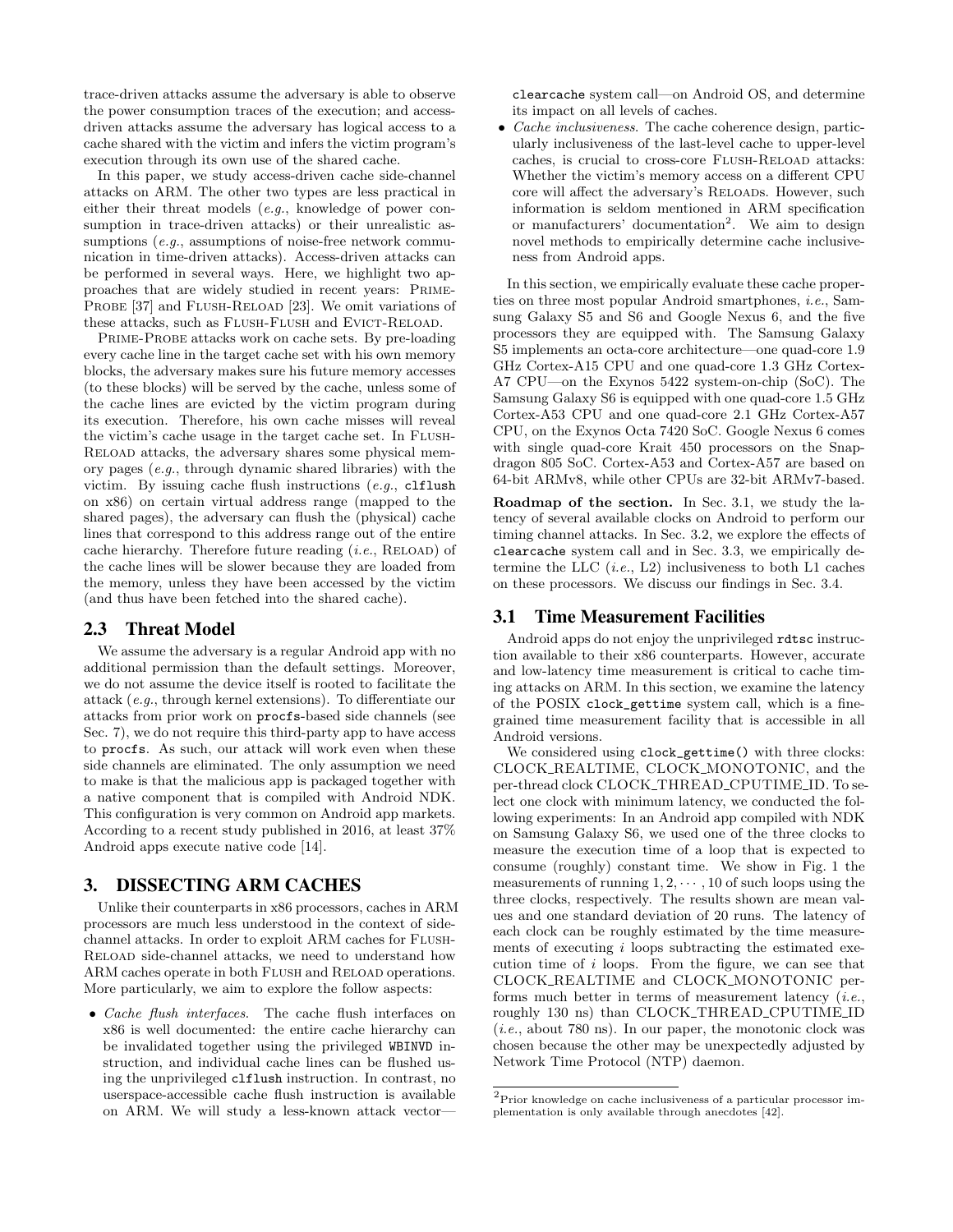trace-driven attacks assume the adversary is able to observe the power consumption traces of the execution; and access-driven attacks assume the adversary has logical access to a cache shared with the victim and infers the victim program's execution through its own use of the shared cache.

In this paper, we study access-driven cache side-channel attacks on ARM. The other two types are less practical in either their threat models (*e.g.*, knowledge of power consumption in trace-driven attacks) or their unrealistic assumptions (*e.g.*, assumptions of noise-free network communication in time-driven attacks). Access-driven attacks can be performed in several ways. Here, we highlight two approaches that are widely studied in recent years: PRIME-PROBE [37] and FLUSH-RELOAD [23]. We omit variations of these attacks, such as FLUSH-FLUSH and EVICT-RELOAD.

PRIME-PROBE attacks work on cache sets. By pre-loading every cache line in the target cache set with his own memory blocks, the adversary makes sure his future memory accesses (to these blocks) will be served by the cache, unless some of the cache lines are evicted by the victim program during its execution. Therefore, his own cache misses will reveal the victim's cache usage in the target cache set. In FLUSH-RELOAD attacks, the adversary shares some physical memory pages (*e.g.*, through dynamic shared libraries) with the victim. By issuing cache flush instructions (*e.g.*, `clflush` on x86) on certain virtual address range (mapped to the shared pages), the adversary can flush the (physical) cache lines that correspond to this address range out of the entire cache hierarchy. Therefore future reading (*i.e.*, RELOAD) of the cache lines will be slower because they are loaded from the memory, unless they have been accessed by the victim (and thus have been fetched into the shared cache).

## 2.3 Threat Model

We assume the adversary is a regular Android app with no additional permission than the default settings. Moreover, we do not assume the device itself is rooted to facilitate the attack (*e.g.*, through kernel extensions). To differentiate our attacks from prior work on `procfs`-based side channels (see Sec. 7), we do not require this third-party app to have access to `procfs`. As such, our attack will work even when these side channels are eliminated. The only assumption we need to make is that the malicious app is packaged together with a native component that is compiled with Android NDK. This configuration is very common on Android app markets. According to a recent study published in 2016, at least 37% Android apps execute native code [14].

# 3. DISSECTING ARM CACHES

Unlike their counterparts in x86 processors, caches in ARM processors are much less understood in the context of side-channel attacks. In order to exploit ARM caches for FLUSH-RELOAD side-channel attacks, we need to understand how ARM caches operate in both FLUSH and RELOAD operations. More particularly, we aim to explore the follow aspects:

- *Cache flush interfaces*. The cache flush interfaces on x86 is well documented: the entire cache hierarchy can be invalidated together using the privileged `WBINVD` instruction, and individual cache lines can be flushed using the unprivileged `clflush` instruction. In contrast, no userspace-accessible cache flush instruction is available on ARM. We will study a less-known attack vector—`clearcache` system call—on Android OS, and determine its impact on all levels of caches.
- *Cache inclusiveness*. The cache coherence design, particularly inclusiveness of the last-level cache to upper-level caches, is crucial to cross-core FLUSH-RELOAD attacks: Whether the victim's memory access on a different CPU core will affect the adversary's RELOADs. However, such information is seldom mentioned in ARM specification or manufacturers' documentation[2]. We aim to design novel methods to empirically determine cache inclusiveness from Android apps.

In this section, we empirically evaluate these cache properties on three most popular Android smartphones, *i.e.*, Samsung Galaxy S5 and S6 and Google Nexus 6, and the five processors they are equipped with. The Samsung Galaxy S5 implements an octa-core architecture—one quad-core 1.9 GHz Cortex-A15 CPU and one quad-core 1.3 GHz Cortex-A7 CPU—on the Exynos 5422 system-on-chip (SoC). The Samsung Galaxy S6 is equipped with one quad-core 1.5 GHz Cortex-A53 CPU and one quad-core 2.1 GHz Cortex-A57 CPU, on the Exynos Octa 7420 SoC. Google Nexus 6 comes with single quad-core Krait 450 processors on the Snapdragon 805 SoC. Cortex-A53 and Cortex-A57 are based on 64-bit ARMv8, while other CPUs are 32-bit ARMv7-based.

**Roadmap of the section.** In Sec. 3.1, we study the latency of several available clocks on Android to perform our timing channel attacks. In Sec. 3.2, we explore the effects of `clearcache` system call and in Sec. 3.3, we empirically determine the LLC (*i.e.*, L2) inclusiveness to both L1 caches on these processors. We discuss our findings in Sec. 3.4.

## 3.1 Time Measurement Facilities

Android apps do not enjoy the unprivileged `rdtsc` instruction available to their x86 counterparts. However, accurate and low-latency time measurement is critical to cache timing attacks on ARM. In this section, we examine the latency of the POSIX `clock_gettime` system call, which is a fine-grained time measurement facility that is accessible in all Android versions.

We considered using `clock_gettime()` with three clocks: CLOCK_REALTIME, CLOCK_MONOTONIC, and the per-thread clock CLOCK_THREAD_CPUTIME_ID. To select one clock with minimum latency, we conducted the following experiments: In an Android app compiled with NDK on Samsung Galaxy S6, we used one of the three clocks to measure the execution time of a loop that is expected to consume (roughly) constant time. We show in Fig. 1 the measurements of running $1, 2, \cdots, 10$ of such loops using the three clocks, respectively. The results shown are mean values and one standard deviation of 20 runs. The latency of each clock can be roughly estimated by the time measurements of executing $i$ loops subtracting the estimated execution time of $i$ loops. From the figure, we can see that CLOCK_REALTIME and CLOCK_MONOTONIC performs much better in terms of measurement latency (*i.e.*, roughly 130 ns) than CLOCK_THREAD_CPUTIME_ID (*i.e.*, about 780 ns). In our paper, the monotonic clock was chosen because the other may be unexpectedly adjusted by Network Time Protocol (NTP) daemon.

[2]Prior knowledge on cache inclusiveness of a particular processor implementation is only available through anecdotes [42].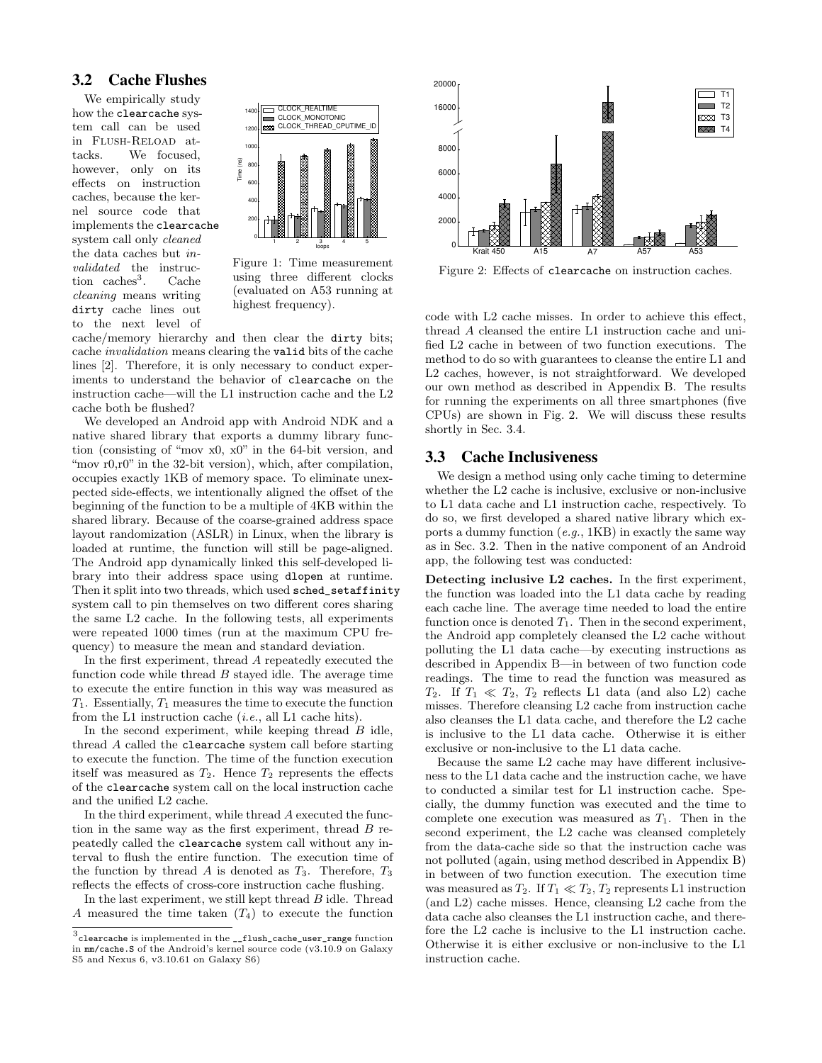### 3.2 Cache Flushes

We empirically study how the `clearcache` system call can be used in Flush-Reload attacks. We focused, however, only on its effects on instruction caches, because the kernel source code that implements the `clearcache` system call only *cleaned* the data caches but *invalidated* the instruction caches[3]. Cache *cleaning* means writing dirty cache lines out to the next level of cache/memory hierarchy and then clear the dirty bits; cache *invalidation* means clearing the valid bits of the cache lines [2]. Therefore, it is only necessary to conduct experiments to understand the behavior of `clearcache` on the instruction cache—will the L1 instruction cache and the L2 cache both be flushed?

Figure 1: Time measurement using three different clocks (evaluated on A53 running at highest frequency).

We developed an Android app with Android NDK and a native shared library that exports a dummy library function (consisting of "mov x0, x0" in the 64-bit version, and "mov r0,r0" in the 32-bit version), which, after compilation, occupies exactly 1KB of memory space. To eliminate unexpected side-effects, we intentionally aligned the offset of the beginning of the function to be a multiple of 4KB within the shared library. Because of the coarse-grained address space layout randomization (ASLR) in Linux, when the library is loaded at runtime, the function will still be page-aligned. The Android app dynamically linked this self-developed library into their address space using `dlopen` at runtime. Then it split into two threads, which used `sched_setaffinity` system call to pin themselves on two different cores sharing the same L2 cache. In the following tests, all experiments were repeated 1000 times (run at the maximum CPU frequency) to measure the mean and standard deviation.

In the first experiment, thread $A$ repeatedly executed the function code while thread $B$ stayed idle. The average time to execute the entire function in this way was measured as $T_1$. Essentially, $T_1$ measures the time to execute the function from the L1 instruction cache (*i.e.*, all L1 cache hits).

In the second experiment, while keeping thread $B$ idle, thread $A$ called the `clearcache` system call before starting to execute the function. The time of the function execution itself was measured as $T_2$. Hence $T_2$ represents the effects of the `clearcache` system call on the local instruction cache and the unified L2 cache.

In the third experiment, while thread $A$ executed the function in the same way as the first experiment, thread $B$ repeatedly called the `clearcache` system call without any interval to flush the entire function. The execution time of the function by thread $A$ is denoted as $T_3$. Therefore, $T_3$ reflects the effects of cross-core instruction cache flushing.

In the last experiment, we still kept thread $B$ idle. Thread $A$ measured the time taken ($T_4$) to execute the function code with L2 cache misses. In order to achieve this effect, thread $A$ cleansed the entire L1 instruction cache and unified L2 cache in between of two function executions. The method to do so with guarantees to cleanse the entire L1 and L2 caches, however, is not straightforward. We developed our own method as described in Appendix B. The results for running the experiments on all three smartphones (five CPUs) are shown in Fig. 2. We will discuss these results shortly in Sec. 3.4.

Figure 2: Effects of `clearcache` on instruction caches.

### 3.3 Cache Inclusiveness

We design a method using only cache timing to determine whether the L2 cache is inclusive, exclusive or non-inclusive to L1 data cache and L1 instruction cache, respectively. To do so, we first developed a shared native library which exports a dummy function (*e.g.*, 1KB) in exactly the same way as in Sec. 3.2. Then in the native component of an Android app, the following test was conducted:

**Detecting inclusive L2 caches.** In the first experiment, the function was loaded into the L1 data cache by reading each cache line. The average time needed to load the entire function once is denoted $T_1$. Then in the second experiment, the Android app completely cleansed the L2 cache without polluting the L1 data cache—by executing instructions as described in Appendix B—in between of two function code readings. The time to read the function was measured as $T_2$. If $T_1 \ll T_2$, $T_2$ reflects L1 data (and also L2) cache misses. Therefore cleansing L2 cache from instruction cache also cleanses the L1 data cache, and therefore the L2 cache is inclusive to the L1 data cache. Otherwise it is either exclusive or non-inclusive to the L1 data cache.

Because the same L2 cache may have different inclusiveness to the L1 data cache and the instruction cache, we have to conducted a similar test for L1 instruction cache. Specially, the dummy function was executed and the time to complete one execution was measured as $T_1$. Then in the second experiment, the L2 cache was cleansed completely from the data-cache side so that the instruction cache was not polluted (again, using method described in Appendix B) in between of two function execution. The execution time was measured as $T_2$. If $T_1 \ll T_2$, $T_2$ represents L1 instruction (and L2) cache misses. Hence, cleansing L2 cache from the data cache also cleanses the L1 instruction cache, and therefore the L2 cache is inclusive to the L1 instruction cache. Otherwise it is either exclusive or non-inclusive to the L1 instruction cache.

[3] `clearcache` is implemented in the `__flush_cache_user_range` function in `mm/cache.S` of the Android's kernel source code (v3.10.9 on Galaxy S5 and Nexus 6, v3.10.61 on Galaxy S6)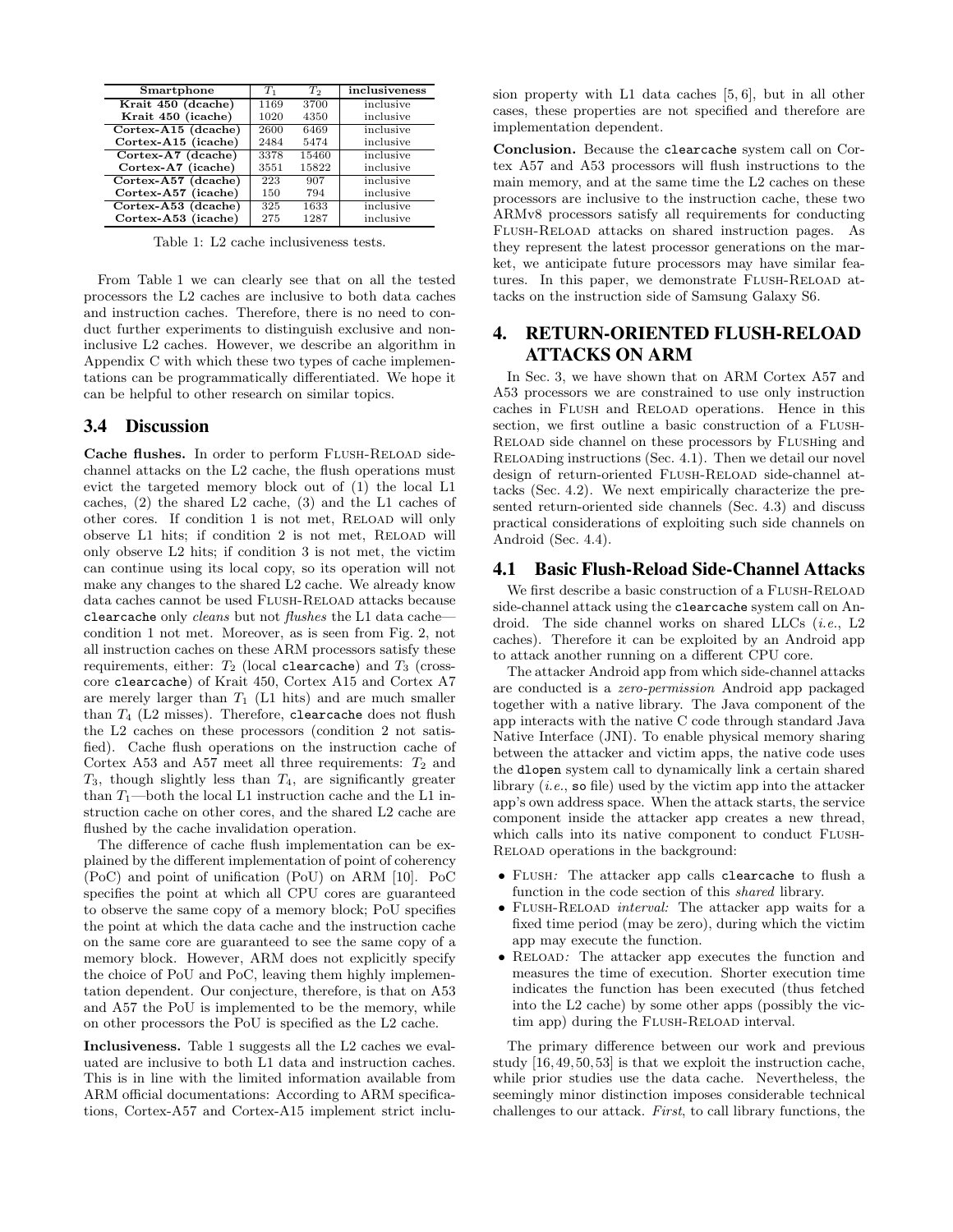| Smartphone | $T_1$ | $T_2$ | inclusiveness |
|---|---|---|---|
| Krait 450 (dcache) | 1169 | 3700 | inclusive |
| Krait 450 (icache) | 1020 | 4350 | inclusive |
| Cortex-A15 (dcache) | 2600 | 6469 | inclusive |
| Cortex-A15 (icache) | 2484 | 5474 | inclusive |
| Cortex-A7 (dcache) | 3378 | 15460 | inclusive |
| Cortex-A7 (icache) | 3551 | 15822 | inclusive |
| Cortex-A57 (dcache) | 223 | 907 | inclusive |
| Cortex-A57 (icache) | 150 | 794 | inclusive |
| Cortex-A53 (dcache) | 325 | 1633 | inclusive |
| Cortex-A53 (icache) | 275 | 1287 | inclusive |

Table 1: L2 cache inclusiveness tests.

From Table 1 we can clearly see that on all the tested processors the L2 caches are inclusive to both data caches and instruction caches. Therefore, there is no need to conduct further experiments to distinguish exclusive and non-inclusive L2 caches. However, we describe an algorithm in Appendix C with which these two types of cache implementations can be programmatically differentiated. We hope it can be helpful to other research on similar topics.

## 3.4 Discussion

**Cache flushes.** In order to perform FLUSH-RELOAD side-channel attacks on the L2 cache, the flush operations must evict the targeted memory block out of (1) the local L1 caches, (2) the shared L2 cache, (3) and the L1 caches of other cores. If condition 1 is not met, RELOAD will only observe L1 hits; if condition 2 is not met, RELOAD will only observe L2 hits; if condition 3 is not met, the victim can continue using its local copy, so its operation will not make any changes to the shared L2 cache. We already know data caches cannot be used FLUSH-RELOAD attacks because `clearcache` only *cleans* but not *flushes* the L1 data cache—condition 1 not met. Moreover, as is seen from Fig. 2, not all instruction caches on these ARM processors satisfy these requirements, either: $T_2$ (local `clearcache`) and $T_3$ (cross-core `clearcache`) of Krait 450, Cortex A15 and Cortex A7 are merely larger than $T_1$ (L1 hits) and are much smaller than $T_4$ (L2 misses). Therefore, `clearcache` does not flush the L2 caches on these processors (condition 2 not satisfied). Cache flush operations on the instruction cache of Cortex A53 and A57 meet all three requirements: $T_2$ and $T_3$, though slightly less than $T_4$, are significantly greater than $T_1$—both the local L1 instruction cache and the L1 instruction cache on other cores, and the shared L2 cache are flushed by the cache invalidation operation.

The difference of cache flush implementation can be explained by the different implementation of point of coherency (PoC) and point of unification (PoU) on ARM [10]. PoC specifies the point at which all CPU cores are guaranteed to observe the same copy of a memory block; PoU specifies the point at which the data cache and the instruction cache on the same core are guaranteed to see the same copy of a memory block. However, ARM does not explicitly specify the choice of PoU and PoC, leaving them highly implementation dependent. Our conjecture, therefore, is that on A53 and A57 the PoU is implemented to be the memory, while on other processors the PoU is specified as the L2 cache.

**Inclusiveness.** Table 1 suggests all the L2 caches we evaluated are inclusive to both L1 data and instruction caches. This is in line with the limited information available from ARM official documentations: According to ARM specifications, Cortex-A57 and Cortex-A15 implement strict inclusion property with L1 data caches [5, 6], but in all other cases, these properties are not specified and therefore are implementation dependent.

**Conclusion.** Because the `clearcache` system call on Cortex A57 and A53 processors will flush instructions to the main memory, and at the same time the L2 caches on these processors are inclusive to the instruction cache, these two ARMv8 processors satisfy all requirements for conducting FLUSH-RELOAD attacks on shared instruction pages. As they represent the latest processor generations on the market, we anticipate future processors may have similar features. In this paper, we demonstrate FLUSH-RELOAD attacks on the instruction side of Samsung Galaxy S6.

# 4. RETURN-ORIENTED FLUSH-RELOAD ATTACKS ON ARM

In Sec. 3, we have shown that on ARM Cortex A57 and A53 processors we are constrained to use only instruction caches in FLUSH and RELOAD operations. Hence in this section, we first outline a basic construction of a FLUSH-RELOAD side channel on these processors by FLUSHing and RELOADing instructions (Sec. 4.1). Then we detail our novel design of return-oriented FLUSH-RELOAD side-channel attacks (Sec. 4.2). We next empirically characterize the presented return-oriented side channels (Sec. 4.3) and discuss practical considerations of exploiting such side channels on Android (Sec. 4.4).

## 4.1 Basic Flush-Reload Side-Channel Attacks

We first describe a basic construction of a FLUSH-RELOAD side-channel attack using the `clearcache` system call on Android. The side channel works on shared LLCs (*i.e.*, L2 caches). Therefore it can be exploited by an Android app to attack another running on a different CPU core.

The attacker Android app from which side-channel attacks are conducted is a *zero-permission* Android app packaged together with a native library. The Java component of the app interacts with the native C code through standard Java Native Interface (JNI). To enable physical memory sharing between the attacker and victim apps, the native code uses the `dlopen` system call to dynamically link a certain shared library (*i.e.*, `so` file) used by the victim app into the attacker app's own address space. When the attack starts, the service component inside the attacker app creates a new thread, which calls into its native component to conduct FLUSH-RELOAD operations in the background:

- FLUSH*:* The attacker app calls `clearcache` to flush a function in the code section of this *shared* library.
- FLUSH-RELOAD *interval:* The attacker app waits for a fixed time period (may be zero), during which the victim app may execute the function.
- RELOAD*:* The attacker app executes the function and measures the time of execution. Shorter execution time indicates the function has been executed (thus fetched into the L2 cache) by some other apps (possibly the victim app) during the FLUSH-RELOAD interval.

The primary difference between our work and previous study [16, 49, 50, 53] is that we exploit the instruction cache, while prior studies use the data cache. Nevertheless, the seemingly minor distinction imposes considerable technical challenges to our attack. *First*, to call library functions, the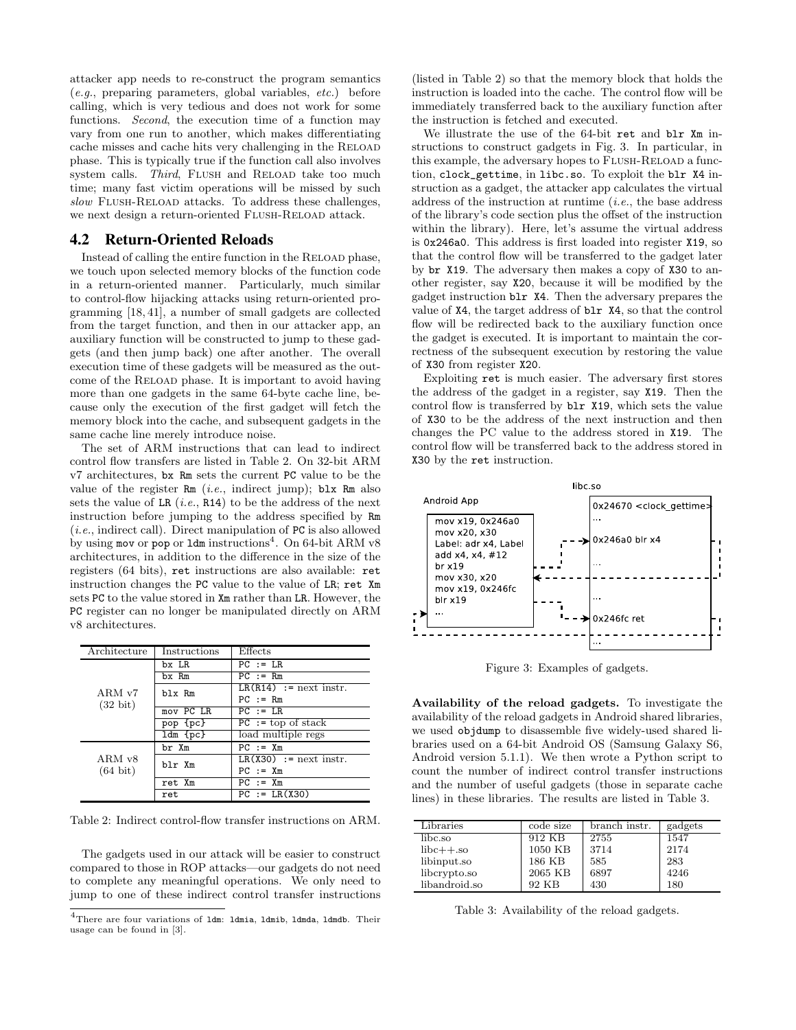attacker app needs to re-construct the program semantics (*e.g.*, preparing parameters, global variables, *etc.*) before calling, which is very tedious and does not work for some functions. *Second*, the execution time of a function may vary from one run to another, which makes differentiating cache misses and cache hits very challenging in the Reload phase. This is typically true if the function call also involves system calls. *Third*, Flush and Reload take too much time; many fast victim operations will be missed by such *slow* Flush-Reload attacks. To address these challenges, we next design a return-oriented Flush-Reload attack.

## 4.2 Return-Oriented Reloads

Instead of calling the entire function in the Reload phase, we touch upon selected memory blocks of the function code in a return-oriented manner. Particularly, much similar to control-flow hijacking attacks using return-oriented programming [18, 41], a number of small gadgets are collected from the target function, and then in our attacker app, an auxiliary function will be constructed to jump to these gadgets (and then jump back) one after another. The overall execution time of these gadgets will be measured as the outcome of the Reload phase. It is important to avoid having more than one gadgets in the same 64-byte cache line, because only the execution of the first gadget will fetch the memory block into the cache, and subsequent gadgets in the same cache line merely introduce noise.

The set of ARM instructions that can lead to indirect control flow transfers are listed in Table 2. On 32-bit ARM v7 architectures, `bx Rm` sets the current `PC` value to be the value of the register `Rm` (*i.e.*, indirect jump); `blx Rm` also sets the value of `LR` (*i.e.*, `R14`) to be the address of the next instruction before jumping to the address specified by `Rm` (*i.e.*, indirect call). Direct manipulation of `PC` is also allowed by using `mov` or `pop` or `ldm` instructions[4]. On 64-bit ARM v8 architectures, in addition to the difference in the size of the registers (64 bits), `ret` instructions are also available: `ret` instruction changes the `PC` value to the value of `LR`; `ret Xm` sets `PC` to the value stored in `Xm` rather than `LR`. However, the `PC` register can no longer be manipulated directly on ARM v8 architectures.

| Architecture | Instructions | Effects |
|---|---|---|
| ARM v7 (32 bit) | `bx LR` | `PC := LR` |
| | `bx Rm` | `PC := Rm` |
| | `blx Rm` | `LR(R14) := next instr.` `PC := Rm` |
| | `mov PC LR` | `PC := LR` |
| | `pop {pc}` | `PC := top of stack` |
| | `ldm {pc}` | load multiple regs |
| ARM v8 (64 bit) | `br Xm` | `PC := Xm` |
| | `blr Xm` | `LR(X30) := next instr.` `PC := Xm` |
| | `ret Xm` | `PC := Xm` |
| | `ret` | `PC := LR(X30)` |

Table 2: Indirect control-flow transfer instructions on ARM.

The gadgets used in our attack will be easier to construct compared to those in ROP attacks—our gadgets do not need to complete any meaningful operations. We only need to jump to one of these indirect control transfer instructions (listed in Table 2) so that the memory block that holds the instruction is loaded into the cache. The control flow will be immediately transferred back to the auxiliary function after the instruction is fetched and executed.

We illustrate the use of the 64-bit `ret` and `blr Xm` instructions to construct gadgets in Fig. 3. In particular, in this example, the adversary hopes to Flush-Reload a function, `clock_gettime`, in `libc.so`. To exploit the `blr X4` instruction as a gadget, the attacker app calculates the virtual address of the instruction at runtime (*i.e.*, the base address of the library's code section plus the offset of the instruction within the library). Here, let's assume the virtual address is `0x246a0`. This address is first loaded into register `X19`, so that the control flow will be transferred to the gadget later by `br X19`. The adversary then makes a copy of `X30` to another register, say `X20`, because it will be modified by the gadget instruction `blr X4`. Then the adversary prepares the value of `X4`, the target address of `blr X4`, so that the control flow will be redirected back to the auxiliary function once the gadget is executed. It is important to maintain the correctness of the subsequent execution by restoring the value of `X30` from register `X20`.

Exploiting `ret` is much easier. The adversary first stores the address of the gadget in a register, say `X19`. Then the control flow is transferred by `blr X19`, which sets the value of `X30` to be the address of the next instruction and then changes the PC value to the address stored in `X19`. The control flow will be transferred back to the address stored in `X30` by the `ret` instruction.

```
Android App                     libc.so
mov x19, 0x246a0                0x24670 <clock_gettime>
mov x20, x30                    ...
Label: adr x4, Label            0x246a0 blr x4
add x4, x4, #12                 ...
br x19                          ...
mov x30, x20                    0x246fc ret
mov x19, 0x246fc                ...
blr x19
...
```

Figure 3: Examples of gadgets.

**Availability of the reload gadgets.** To investigate the availability of the reload gadgets in Android shared libraries, we used `objdump` to disassemble five widely-used shared libraries used on a 64-bit Android OS (Samsung Galaxy S6, Android version 5.1.1). We then wrote a Python script to count the number of indirect control transfer instructions and the number of useful gadgets (those in separate cache lines) in these libraries. The results are listed in Table 3.

| Libraries | code size | branch instr. | gadgets |
|---|---|---|---|
| libc.so | 912 KB | 2755 | 1547 |
| libc++.so | 1050 KB | 3714 | 2174 |
| libinput.so | 186 KB | 585 | 283 |
| libcrypto.so | 2065 KB | 6897 | 4246 |
| libandroid.so | 92 KB | 430 | 180 |

Table 3: Availability of the reload gadgets.

[4] There are four variations of `ldm`: `ldmia`, `ldmib`, `ldmda`, `ldmdb`. Their usage can be found in [3].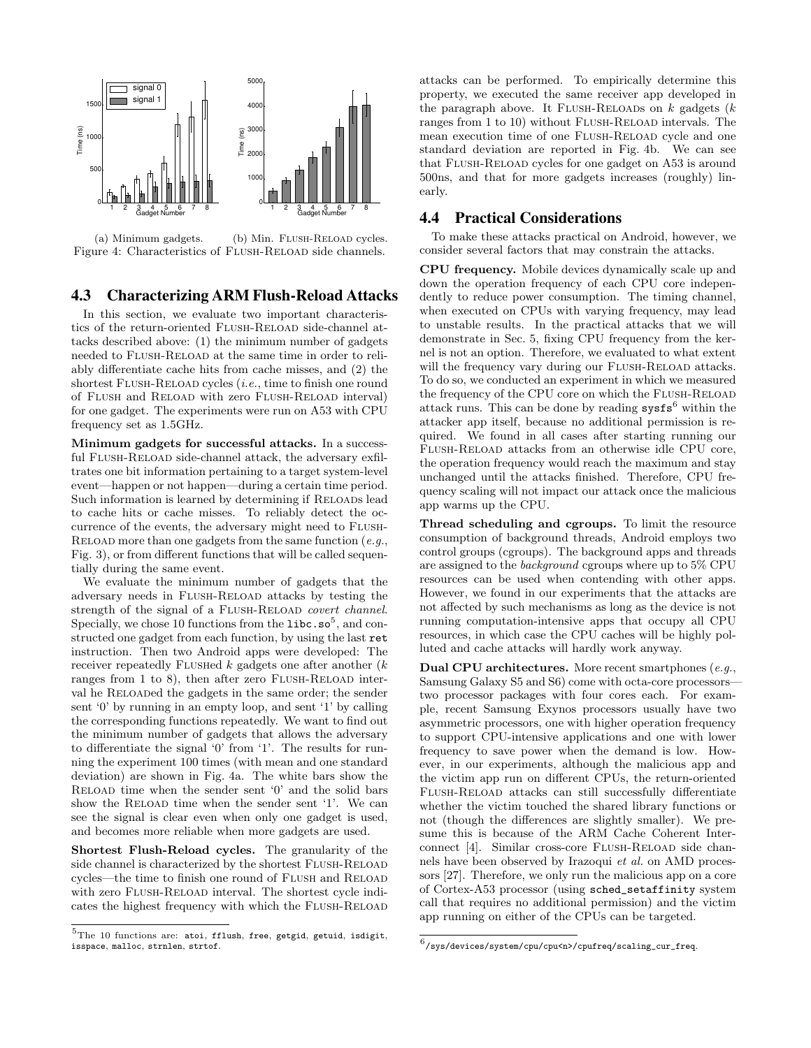(a) Minimum gadgets. (b) Min. FLUSH-RELOAD cycles.

Figure 4: Characteristics of FLUSH-RELOAD side channels.

### 4.3 Characterizing ARM Flush-Reload Attacks

In this section, we evaluate two important characteristics of the return-oriented FLUSH-RELOAD side-channel attacks described above: (1) the minimum number of gadgets needed to FLUSH-RELOAD at the same time in order to reliably differentiate cache hits from cache misses, and (2) the shortest FLUSH-RELOAD cycles (*i.e.*, time to finish one round of FLUSH and RELOAD with zero FLUSH-RELOAD interval) for one gadget. The experiments were run on A53 with CPU frequency set as 1.5GHz.

**Minimum gadgets for successful attacks.** In a successful FLUSH-RELOAD side-channel attack, the adversary exfiltrates one bit information pertaining to a target system-level event—happen or not happen—during a certain time period. Such information is learned by determining if RELOADs lead to cache hits or cache misses. To reliably detect the occurrence of the events, the adversary might need to FLUSH-RELOAD more than one gadgets from the same function (*e.g.*, Fig. 3), or from different functions that will be called sequentially during the same event.

We evaluate the minimum number of gadgets that the adversary needs in FLUSH-RELOAD attacks by testing the strength of the signal of a FLUSH-RELOAD *covert channel*. Specially, we chose 10 functions from the `libc.so`[5], and constructed one gadget from each function, by using the last `ret` instruction. Then two Android apps were developed: The receiver repeatedly FLUSHed $k$ gadgets one after another ($k$ ranges from 1 to 8), then after zero FLUSH-RELOAD interval he RELOADed the gadgets in the same order; the sender sent '0' by running in an empty loop, and sent '1' by calling the corresponding functions repeatedly. We want to find out the minimum number of gadgets that allows the adversary to differentiate the signal '0' from '1'. The results for running the experiment 100 times (with mean and one standard deviation) are shown in Fig. 4a. The white bars show the RELOAD time when the sender sent '0' and the solid bars show the RELOAD time when the sender sent '1'. We can see the signal is clear even when only one gadget is used, and becomes more reliable when more gadgets are used.

**Shortest Flush-Reload cycles.** The granularity of the side channel is characterized by the shortest FLUSH-RELOAD cycles—the time to finish one round of FLUSH and RELOAD with zero FLUSH-RELOAD interval. The shortest cycle indicates the highest frequency with which the FLUSH-RELOAD attacks can be performed. To empirically determine this property, we executed the same receiver app developed in the paragraph above. It FLUSH-RELOADs on $k$ gadgets ($k$ ranges from 1 to 10) without FLUSH-RELOAD intervals. The mean execution time of one FLUSH-RELOAD cycle and one standard deviation are reported in Fig. 4b. We can see that FLUSH-RELOAD cycles for one gadget on A53 is around 500ns, and that for more gadgets increases (roughly) linearly.

### 4.4 Practical Considerations

To make these attacks practical on Android, however, we consider several factors that may constrain the attacks.

**CPU frequency.** Mobile devices dynamically scale up and down the operation frequency of each CPU core independently to reduce power consumption. The timing channel, when executed on CPUs with varying frequency, may lead to unstable results. In the practical attacks that we will demonstrate in Sec. 5, fixing CPU frequency from the kernel is not an option. Therefore, we evaluated to what extent will the frequency vary during our FLUSH-RELOAD attacks. To do so, we conducted an experiment in which we measured the frequency of the CPU core on which the FLUSH-RELOAD attack runs. This can be done by reading `sysfs`[6] within the attacker app itself, because no additional permission is required. We found in all cases after starting running our FLUSH-RELOAD attacks from an otherwise idle CPU core, the operation frequency would reach the maximum and stay unchanged until the attacks finished. Therefore, CPU frequency scaling will not impact our attack once the malicious app warms up the CPU.

**Thread scheduling and cgroups.** To limit the resource consumption of background threads, Android employs two control groups (cgroups). The background apps and threads are assigned to the *background* cgroups where up to 5% CPU resources can be used when contending with other apps. However, we found in our experiments that the attacks are not affected by such mechanisms as long as the device is not running computation-intensive apps that occupy all CPU resources, in which case the CPU caches will be highly polluted and cache attacks will hardly work anyway.

**Dual CPU architectures.** More recent smartphones (*e.g.*, Samsung Galaxy S5 and S6) come with octa-core processors—two processor packages with four cores each. For example, recent Samsung Exynos processors usually have two asymmetric processors, one with higher operation frequency to support CPU-intensive applications and one with lower frequency to save power when the demand is low. However, in our experiments, although the malicious app and the victim app run on different CPUs, the return-oriented FLUSH-RELOAD attacks can still successfully differentiate whether the victim touched the shared library functions or not (though the differences are slightly smaller). We presume this is because of the ARM Cache Coherent Interconnect [4]. Similar cross-core FLUSH-RELOAD side channels have been observed by Irazoqui *et al.* on AMD processors [27]. Therefore, we only run the malicious app on a core of Cortex-A53 processor (using `sched_setaffinity` system call that requires no additional permission) and the victim app running on either of the CPUs can be targeted.

[5] The 10 functions are: `atoi`, `fflush`, `free`, `getgid`, `getuid`, `isdigit`, `isspace`, `malloc`, `strnlen`, `strtof`.

[6] `/sys/devices/system/cpu/cpu<n>/cpufreq/scaling_cur_freq`.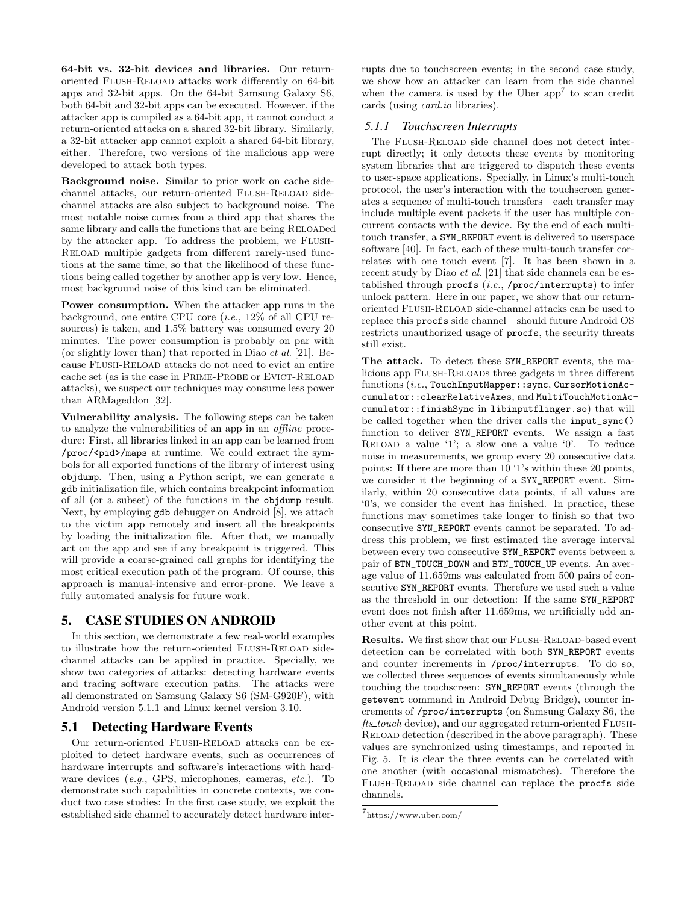**64-bit vs. 32-bit devices and libraries.** Our return-oriented Flush-Reload attacks work differently on 64-bit apps and 32-bit apps. On the 64-bit Samsung Galaxy S6, both 64-bit and 32-bit apps can be executed. However, if the attacker app is compiled as a 64-bit app, it cannot conduct a return-oriented attacks on a shared 32-bit library. Similarly, a 32-bit attacker app cannot exploit a shared 64-bit library, either. Therefore, two versions of the malicious app were developed to attack both types.

**Background noise.** Similar to prior work on cache side-channel attacks, our return-oriented Flush-Reload side-channel attacks are also subject to background noise. The most notable noise comes from a third app that shares the same library and calls the functions that are being Reloaded by the attacker app. To address the problem, we Flush-Reload multiple gadgets from different rarely-used functions at the same time, so that the likelihood of these functions being called together by another app is very low. Hence, most background noise of this kind can be eliminated.

**Power consumption.** When the attacker app runs in the background, one entire CPU core (*i.e.*, 12% of all CPU resources) is taken, and 1.5% battery was consumed every 20 minutes. The power consumption is probably on par with (or slightly lower than) that reported in Diao *et al.* [21]. Because Flush-Reload attacks do not need to evict an entire cache set (as is the case in Prime-Probe or Evict-Reload attacks), we suspect our techniques may consume less power than ARMageddon [32].

**Vulnerability analysis.** The following steps can be taken to analyze the vulnerabilities of an app in an *offline* procedure: First, all libraries linked in an app can be learned from `/proc/<pid>/maps` at runtime. We could extract the symbols for all exported functions of the library of interest using `objdump`. Then, using a Python script, we can generate a `gdb` initialization file, which contains breakpoint information of all (or a subset) of the functions in the `objdump` result. Next, by employing `gdb` debugger on Android [8], we attach to the victim app remotely and insert all the breakpoints by loading the initialization file. After that, we manually act on the app and see if any breakpoint is triggered. This will provide a coarse-grained call graphs for identifying the most critical execution path of the program. Of course, this approach is manual-intensive and error-prone. We leave a fully automated analysis for future work.

# 5. CASE STUDIES ON ANDROID

In this section, we demonstrate a few real-world examples to illustrate how the return-oriented Flush-Reload side-channel attacks can be applied in practice. Specially, we show two categories of attacks: detecting hardware events and tracing software execution paths. The attacks were all demonstrated on Samsung Galaxy S6 (SM-G920F), with Android version 5.1.1 and Linux kernel version 3.10.

## 5.1 Detecting Hardware Events

Our return-oriented Flush-Reload attacks can be exploited to detect hardware events, such as occurrences of hardware interrupts and software's interactions with hardware devices (*e.g.*, GPS, microphones, cameras, *etc.*). To demonstrate such capabilities in concrete contexts, we conduct two case studies: In the first case study, we exploit the established side channel to accurately detect hardware interrupts due to touchscreen events; in the second case study, we show how an attacker can learn from the side channel when the camera is used by the Uber app[7] to scan credit cards (using *card.io* libraries).

### 5.1.1 Touchscreen Interrupts

The Flush-Reload side channel does not detect interrupt directly; it only detects these events by monitoring system libraries that are triggered to dispatch these events to user-space applications. Specially, in Linux's multi-touch protocol, the user's interaction with the touchscreen generates a sequence of multi-touch transfers—each transfer may include multiple event packets if the user has multiple concurrent contacts with the device. By the end of each multi-touch transfer, a `SYN_REPORT` event is delivered to userspace software [40]. In fact, each of these multi-touch transfer correlates with one touch event [7]. It has been shown in a recent study by Diao *et al.* [21] that side channels can be established through `procfs` (*i.e.*, `/proc/interrupts`) to infer unlock pattern. Here in our paper, we show that our return-oriented Flush-Reload side-channel attacks can be used to replace this `procfs` side channel—should future Android OS restricts unauthorized usage of `procfs`, the security threats still exist.

**The attack.** To detect these `SYN_REPORT` events, the malicious app Flush-Reloads three gadgets in three different functions (*i.e.*, `TouchInputMapper::sync`, `CursorMotionAccumulator::clearRelativeAxes`, and `MultiTouchMotionAccumulator::finishSync` in `libinputflinger.so`) that will be called together when the driver calls the `input_sync()` function to deliver `SYN_REPORT` events. We assign a fast Reload a value '1'; a slow one a value '0'. To reduce noise in measurements, we group every 20 consecutive data points: If there are more than 10 '1's within these 20 points, we consider it the beginning of a `SYN_REPORT` event. Similarly, within 20 consecutive data points, if all values are '0's, we consider the event has finished. In practice, these functions may sometimes take longer to finish so that two consecutive `SYN_REPORT` events cannot be separated. To address this problem, we first estimated the average interval between every two consecutive `SYN_REPORT` events between a pair of `BTN_TOUCH_DOWN` and `BTN_TOUCH_UP` events. An average value of 11.659ms was calculated from 500 pairs of consecutive `SYN_REPORT` events. Therefore we used such a value as the threshold in our detection: If the same `SYN_REPORT` event does not finish after 11.659ms, we artificially add another event at this point.

**Results.** We first show that our Flush-Reload-based event detection can be correlated with both `SYN_REPORT` events and counter increments in `/proc/interrupts`. To do so, we collected three sequences of events simultaneously while touching the touchscreen: `SYN_REPORT` events (through the `getevent` command in Android Debug Bridge), counter increments of `/proc/interrupts` (on Samsung Galaxy S6, the *fts_touch* device), and our aggregated return-oriented Flush-Reload detection (described in the above paragraph). These values are synchronized using timestamps, and reported in Fig. 5. It is clear the three events can be correlated with one another (with occasional mismatches). Therefore the Flush-Reload side channel can replace the `procfs` side channels.

[7] https://www.uber.com/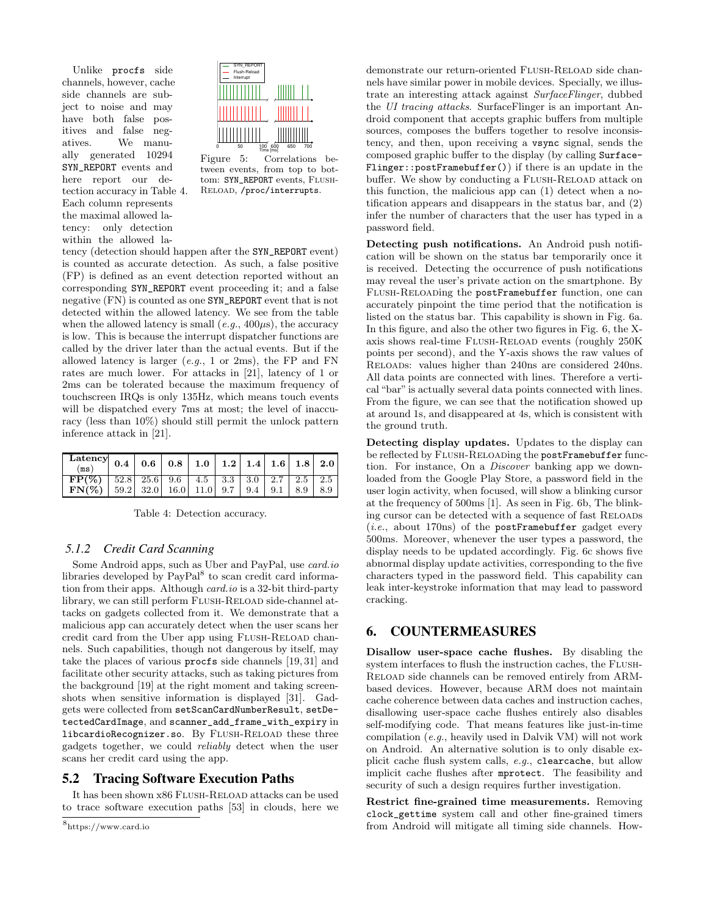Unlike procfs side channels, however, cache side channels are subject to noise and may have both false positives and false negatives. We manually generated 10294 SYN_REPORT events and here report our detection accuracy in Table 4. Each column represents the maximal allowed latency: only detection within the allowed latency (detection should happen after the SYN_REPORT event) is counted as accurate detection. As such, a false positive (FP) is defined as an event detection reported without an corresponding SYN_REPORT event proceeding it; and a false negative (FN) is counted as one SYN_REPORT event that is not detected within the allowed latency. We see from the table when the allowed latency is small (*e.g.*, 400$\mu$s), the accuracy is low. This is because the interrupt dispatcher functions are called by the driver later than the actual events. But if the allowed latency is larger (*e.g.*, 1 or 2ms), the FP and FN rates are much lower. For attacks in [21], latency of 1 or 2ms can be tolerated because the maximum frequency of touchscreen IRQs is only 135Hz, which means touch events will be dispatched every 7ms at most; the level of inaccuracy (less than 10%) should still permit the unlock pattern inference attack in [21].

Figure 5: Correlations between events, from top to bottom: SYN_REPORT events, Flush-Reload, /proc/interrupts.

| Latency (ms) | 0.4 | 0.6 | 0.8 | 1.0 | 1.2 | 1.4 | 1.6 | 1.8 | 2.0 |
|---|---|---|---|---|---|---|---|---|---|
| FP(%) | 52.8 | 25.6 | 9.6 | 4.5 | 3.3 | 3.0 | 2.7 | 2.5 | 2.5 |
| FN(%) | 59.2 | 32.0 | 16.0 | 11.0 | 9.7 | 9.4 | 9.1 | 8.9 | 8.9 |

Table 4: Detection accuracy.

### 5.1.2 Credit Card Scanning

Some Android apps, such as Uber and PayPal, use *card.io* libraries developed by PayPal[8] to scan credit card information from their apps. Although *card.io* is a 32-bit third-party library, we can still perform Flush-Reload side-channel attacks on gadgets collected from it. We demonstrate that a malicious app can accurately detect when the user scans her credit card from the Uber app using Flush-Reload channels. Such capabilities, though not dangerous by itself, may take the places of various procfs side channels [19, 31] and facilitate other security attacks, such as taking pictures from the background [19] at the right moment and taking screenshots when sensitive information is displayed [31]. Gadgets were collected from setScanCardNumberResult, setDetectedCardImage, and scanner_add_frame_with_expiry in libcardioRecognizer.so. By Flush-Reload these three gadgets together, we could *reliably* detect when the user scans her credit card using the app.

## 5.2 Tracing Software Execution Paths

It has been shown x86 Flush-Reload attacks can be used to trace software execution paths [53] in clouds, here we demonstrate our return-oriented Flush-Reload side channels have similar power in mobile devices. Specially, we illustrate an interesting attack against *SurfaceFlinger*, dubbed the *UI tracing attacks*. SurfaceFlinger is an important Android component that accepts graphic buffers from multiple sources, composes the buffers together to resolve inconsistency, and then, upon receiving a vsync signal, sends the composed graphic buffer to the display (by calling SurfaceFlinger::postFramebuffer()) if there is an update in the buffer. We show by conducting a Flush-Reload attack on this function, the malicious app can (1) detect when a notification appears and disappears in the status bar, and (2) infer the number of characters that the user has typed in a password field.

**Detecting push notifications.** An Android push notification will be shown on the status bar temporarily once it is received. Detecting the occurrence of push notifications may reveal the user's private action on the smartphone. By Flush-Reloading the postFramebuffer function, one can accurately pinpoint the time period that the notification is listed on the status bar. This capability is shown in Fig. 6a. In this figure, and also the other two figures in Fig. 6, the X-axis shows real-time Flush-Reload events (roughly 250K points per second), and the Y-axis shows the raw values of Reloads: values higher than 240ns are considered 240ns. All data points are connected with lines. Therefore a vertical "bar" is actually several data points connected with lines. From the figure, we can see that the notification showed up at around 1s, and disappeared at 4s, which is consistent with the ground truth.

**Detecting display updates.** Updates to the display can be reflected by Flush-Reloading the postFramebuffer function. For instance, On a *Discover* banking app we downloaded from the Google Play Store, a password field in the user login activity, when focused, will show a blinking cursor at the frequency of 500ms [1]. As seen in Fig. 6b, The blinking cursor can be detected with a sequence of fast Reloads (*i.e.*, about 170ns) of the postFramebuffer gadget every 500ms. Moreover, whenever the user types a password, the display needs to be updated accordingly. Fig. 6c shows five abnormal display update activities, corresponding to the five characters typed in the password field. This capability can leak inter-keystroke information that may lead to password cracking.

# 6. COUNTERMEASURES

**Disallow user-space cache flushes.** By disabling the system interfaces to flush the instruction caches, the Flush-Reload side channels can be removed entirely from ARM-based devices. However, because ARM does not maintain cache coherence between data caches and instruction caches, disallowing user-space cache flushes entirely also disables self-modifying code. That means features like just-in-time compilation (*e.g.*, heavily used in Dalvik VM) will not work on Android. An alternative solution is to only disable explicit cache flush system calls, *e.g.*, clearcache, but allow implicit cache flushes after mprotect. The feasibility and security of such a design requires further investigation.

**Restrict fine-grained time measurements.** Removing clock_gettime system call and other fine-grained timers from Android will mitigate all timing side channels. How-

[8] https://www.card.io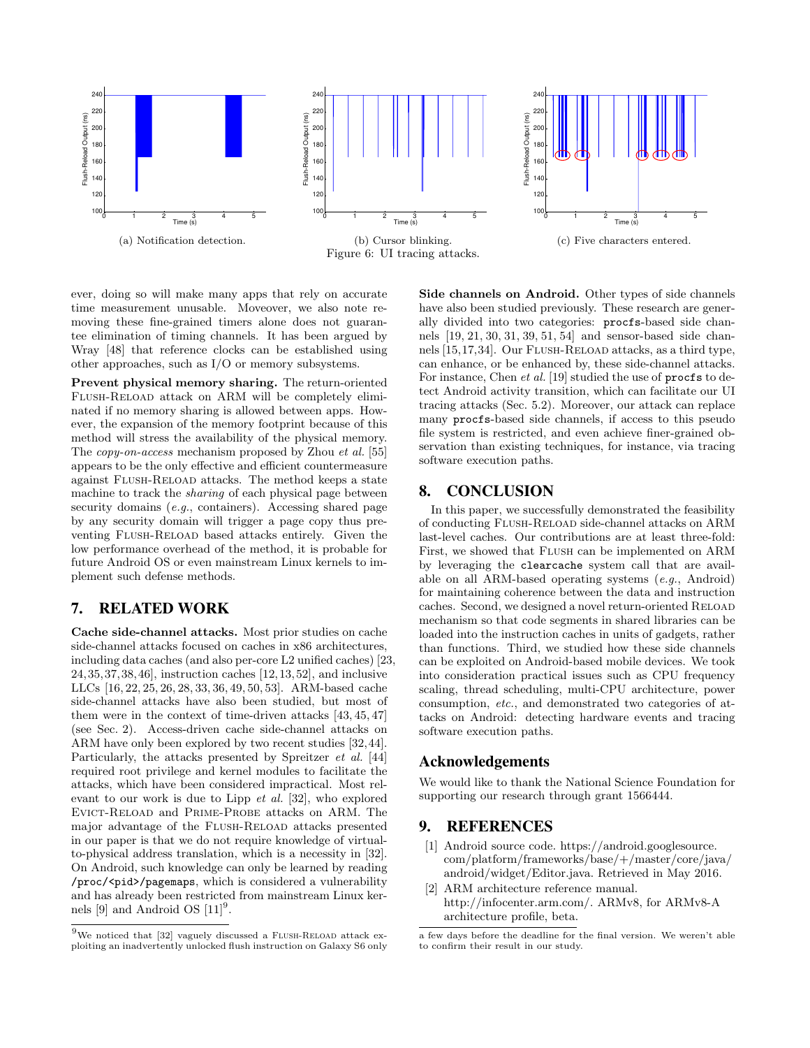(a) Notification detection.

(b) Cursor blinking.

(c) Five characters entered.

Figure 6: UI tracing attacks.

ever, doing so will make many apps that rely on accurate time measurement unusable. Moveover, we also note removing these fine-grained timers alone does not guarantee elimination of timing channels. It has been argued by Wray [48] that reference clocks can be established using other approaches, such as I/O or memory subsystems.

**Prevent physical memory sharing.** The return-oriented FLUSH-RELOAD attack on ARM will be completely eliminated if no memory sharing is allowed between apps. However, the expansion of the memory footprint because of this method will stress the availability of the physical memory. The *copy-on-access* mechanism proposed by Zhou *et al.* [55] appears to be the only effective and efficient countermeasure against FLUSH-RELOAD attacks. The method keeps a state machine to track the *sharing* of each physical page between security domains (*e.g.*, containers). Accessing shared page by any security domain will trigger a page copy thus preventing FLUSH-RELOAD based attacks entirely. Given the low performance overhead of the method, it is probable for future Android OS or even mainstream Linux kernels to implement such defense methods.

## 7. RELATED WORK

**Cache side-channel attacks.** Most prior studies on cache side-channel attacks focused on caches in x86 architectures, including data caches (and also per-core L2 unified caches) [23, 24, 35, 37, 38, 46], instruction caches [12, 13, 52], and inclusive LLCs [16, 22, 25, 26, 28, 33, 36, 49, 50, 53]. ARM-based cache side-channel attacks have also been studied, but most of them were in the context of time-driven attacks [43, 45, 47] (see Sec. 2). Access-driven cache side-channel attacks on ARM have only been explored by two recent studies [32, 44]. Particularly, the attacks presented by Spreitzer *et al.* [44] required root privilege and kernel modules to facilitate the attacks, which have been considered impractical. Most relevant to our work is due to Lipp *et al.* [32], who explored EVICT-RELOAD and PRIME-PROBE attacks on ARM. The major advantage of the FLUSH-RELOAD attacks presented in our paper is that we do not require knowledge of virtual-to-physical address translation, which is a necessity in [32]. On Android, such knowledge can only be learned by reading `/proc/<pid>/pagemaps`, which is considered a vulnerability and has already been restricted from mainstream Linux kernels [9] and Android OS [11][9].

[9]We noticed that [32] vaguely discussed a FLUSH-RELOAD attack exploiting an inadvertently unlocked flush instruction on Galaxy S6 only a few days before the deadline for the final version. We weren't able to confirm their result in our study.

**Side channels on Android.** Other types of side channels have also been studied previously. These research are generally divided into two categories: `procfs`-based side channels [19, 21, 30, 31, 39, 51, 54] and sensor-based side channels [15, 17, 34]. Our FLUSH-RELOAD attacks, as a third type, can enhance, or be enhanced by, these side-channel attacks. For instance, Chen *et al.* [19] studied the use of `procfs` to detect Android activity transition, which can facilitate our UI tracing attacks (Sec. 5.2). Moreover, our attack can replace many `procfs`-based side channels, if access to this pseudo file system is restricted, and even achieve finer-grained observation than existing techniques, for instance, via tracing software execution paths.

## 8. CONCLUSION

In this paper, we successfully demonstrated the feasibility of conducting FLUSH-RELOAD side-channel attacks on ARM last-level caches. Our contributions are at least three-fold: First, we showed that FLUSH can be implemented on ARM by leveraging the `clearcache` system call that are available on all ARM-based operating systems (*e.g.*, Android) for maintaining coherence between the data and instruction caches. Second, we designed a novel return-oriented RELOAD mechanism so that code segments in shared libraries can be loaded into the instruction caches in units of gadgets, rather than functions. Third, we studied how these side channels can be exploited on Android-based mobile devices. We took into consideration practical issues such as CPU frequency scaling, thread scheduling, multi-CPU architecture, power consumption, *etc.*, and demonstrated two categories of attacks on Android: detecting hardware events and tracing software execution paths.

## Acknowledgements

We would like to thank the National Science Foundation for supporting our research through grant 1566444.

## 9. REFERENCES

[1] Android source code. https://android.googlesource.com/platform/frameworks/base/+/master/core/java/android/widget/Editor.java. Retrieved in May 2016.

[2] ARM architecture reference manual. http://infocenter.arm.com/. ARMv8, for ARMv8-A architecture profile, beta.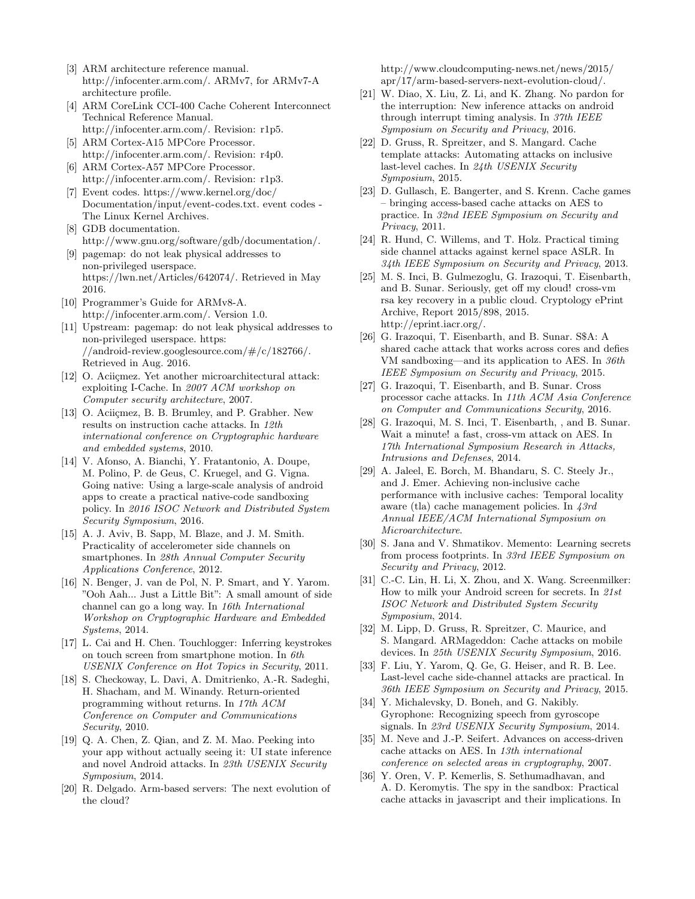[3] ARM architecture reference manual. http://infocenter.arm.com/. ARMv7, for ARMv7-A architecture profile.

[4] ARM CoreLink CCI-400 Cache Coherent Interconnect Technical Reference Manual. http://infocenter.arm.com/. Revision: r1p5.

[5] ARM Cortex-A15 MPCore Processor. http://infocenter.arm.com/. Revision: r4p0.

[6] ARM Cortex-A57 MPCore Processor. http://infocenter.arm.com/. Revision: r1p3.

[7] Event codes. https://www.kernel.org/doc/Documentation/input/event-codes.txt. event codes - The Linux Kernel Archives.

[8] GDB documentation. http://www.gnu.org/software/gdb/documentation/.

[9] pagemap: do not leak physical addresses to non-privileged userspace. https://lwn.net/Articles/642074/. Retrieved in May 2016.

[10] Programmer's Guide for ARMv8-A. http://infocenter.arm.com/. Version 1.0.

[11] Upstream: pagemap: do not leak physical addresses to non-privileged userspace. https://android-review.googlesource.com/#/c/182766/. Retrieved in Aug. 2016.

[12] O. Aciiçmez. Yet another microarchitectural attack: exploiting I-Cache. In *2007 ACM workshop on Computer security architecture*, 2007.

[13] O. Aciiçmez, B. B. Brumley, and P. Grabher. New results on instruction cache attacks. In *12th international conference on Cryptographic hardware and embedded systems*, 2010.

[14] V. Afonso, A. Bianchi, Y. Fratantonio, A. Doupe, M. Polino, P. de Geus, C. Kruegel, and G. Vigna. Going native: Using a large-scale analysis of android apps to create a practical native-code sandboxing policy. In *2016 ISOC Network and Distributed System Security Symposium*, 2016.

[15] A. J. Aviv, B. Sapp, M. Blaze, and J. M. Smith. Practicality of accelerometer side channels on smartphones. In *28th Annual Computer Security Applications Conference*, 2012.

[16] N. Benger, J. van de Pol, N. P. Smart, and Y. Yarom. "Ooh Aah... Just a Little Bit": A small amount of side channel can go a long way. In *16th International Workshop on Cryptographic Hardware and Embedded Systems*, 2014.

[17] L. Cai and H. Chen. Touchlogger: Inferring keystrokes on touch screen from smartphone motion. In *6th USENIX Conference on Hot Topics in Security*, 2011.

[18] S. Checkoway, L. Davi, A. Dmitrienko, A.-R. Sadeghi, H. Shacham, and M. Winandy. Return-oriented programming without returns. In *17th ACM Conference on Computer and Communications Security*, 2010.

[19] Q. A. Chen, Z. Qian, and Z. M. Mao. Peeking into your app without actually seeing it: UI state inference and novel Android attacks. In *23th USENIX Security Symposium*, 2014.

[20] R. Delgado. Arm-based servers: The next evolution of the cloud? http://www.cloudcomputing-news.net/news/2015/apr/17/arm-based-servers-next-evolution-cloud/.

[21] W. Diao, X. Liu, Z. Li, and K. Zhang. No pardon for the interruption: New inference attacks on android through interrupt timing analysis. In *37th IEEE Symposium on Security and Privacy*, 2016.

[22] D. Gruss, R. Spreitzer, and S. Mangard. Cache template attacks: Automating attacks on inclusive last-level caches. In *24th USENIX Security Symposium*, 2015.

[23] D. Gullasch, E. Bangerter, and S. Krenn. Cache games – bringing access-based cache attacks on AES to practice. In *32nd IEEE Symposium on Security and Privacy*, 2011.

[24] R. Hund, C. Willems, and T. Holz. Practical timing side channel attacks against kernel space ASLR. In *34th IEEE Symposium on Security and Privacy*, 2013.

[25] M. S. Inci, B. Gulmezoglu, G. Irazoqui, T. Eisenbarth, and B. Sunar. Seriously, get off my cloud! cross-vm rsa key recovery in a public cloud. Cryptology ePrint Archive, Report 2015/898, 2015. http://eprint.iacr.org/.

[26] G. Irazoqui, T. Eisenbarth, and B. Sunar. S$A: A shared cache attack that works across cores and defies VM sandboxing—and its application to AES. In *36th IEEE Symposium on Security and Privacy*, 2015.

[27] G. Irazoqui, T. Eisenbarth, and B. Sunar. Cross processor cache attacks. In *11th ACM Asia Conference on Computer and Communications Security*, 2016.

[28] G. Irazoqui, M. S. Inci, T. Eisenbarth, , and B. Sunar. Wait a minute! a fast, cross-vm attack on AES. In *17th International Symposium Research in Attacks, Intrusions and Defenses*, 2014.

[29] A. Jaleel, E. Borch, M. Bhandaru, S. C. Steely Jr., and J. Emer. Achieving non-inclusive cache performance with inclusive caches: Temporal locality aware (tla) cache management policies. In *43rd Annual IEEE/ACM International Symposium on Microarchitecture*.

[30] S. Jana and V. Shmatikov. Memento: Learning secrets from process footprints. In *33rd IEEE Symposium on Security and Privacy*, 2012.

[31] C.-C. Lin, H. Li, X. Zhou, and X. Wang. Screenmilker: How to milk your Android screen for secrets. In *21st ISOC Network and Distributed System Security Symposium*, 2014.

[32] M. Lipp, D. Gruss, R. Spreitzer, C. Maurice, and S. Mangard. ARMageddon: Cache attacks on mobile devices. In *25th USENIX Security Symposium*, 2016.

[33] F. Liu, Y. Yarom, Q. Ge, G. Heiser, and R. B. Lee. Last-level cache side-channel attacks are practical. In *36th IEEE Symposium on Security and Privacy*, 2015.

[34] Y. Michalevsky, D. Boneh, and G. Nakibly. Gyrophone: Recognizing speech from gyroscope signals. In *23rd USENIX Security Symposium*, 2014.

[35] M. Neve and J.-P. Seifert. Advances on access-driven cache attacks on AES. In *13th international conference on selected areas in cryptography*, 2007.

[36] Y. Oren, V. P. Kemerlis, S. Sethumadhavan, and A. D. Keromytis. The spy in the sandbox: Practical cache attacks in javascript and their implications. In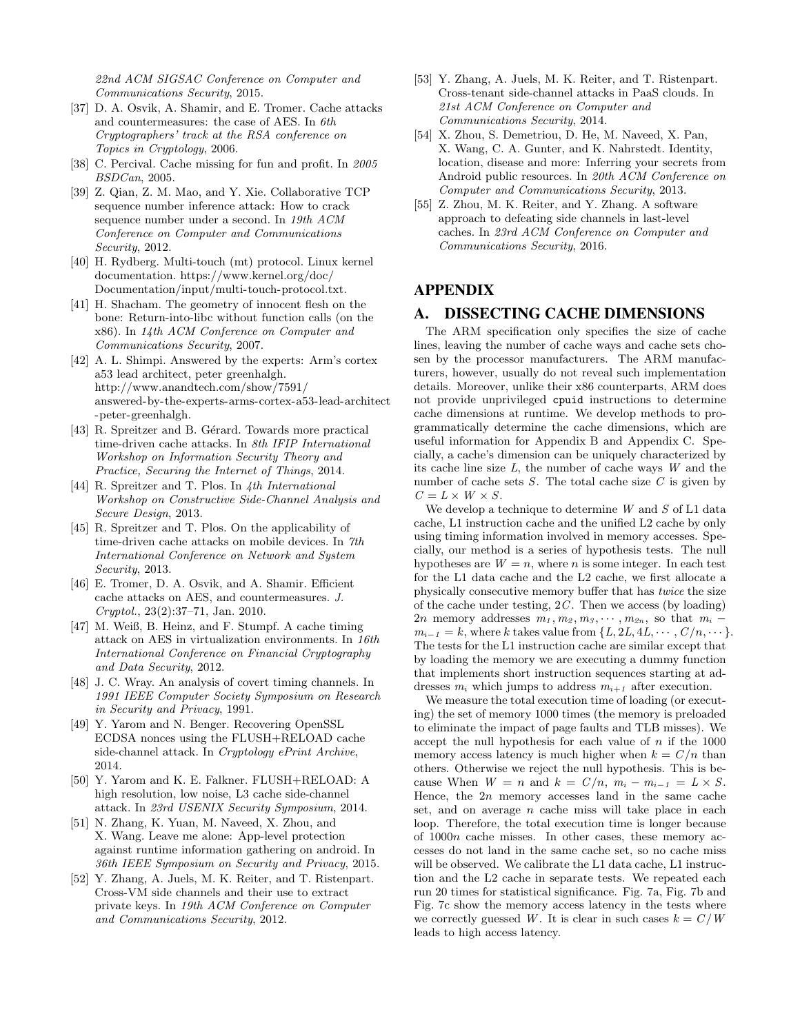22nd ACM SIGSAC Conference on Computer and Communications Security, 2015.

[37] D. A. Osvik, A. Shamir, and E. Tromer. Cache attacks and countermeasures: the case of AES. In *6th Cryptographers' track at the RSA conference on Topics in Cryptology*, 2006.

[38] C. Percival. Cache missing for fun and profit. In *2005 BSDCan*, 2005.

[39] Z. Qian, Z. M. Mao, and Y. Xie. Collaborative TCP sequence number inference attack: How to crack sequence number under a second. In *19th ACM Conference on Computer and Communications Security*, 2012.

[40] H. Rydberg. Multi-touch (mt) protocol. Linux kernel documentation. https://www.kernel.org/doc/Documentation/input/multi-touch-protocol.txt.

[41] H. Shacham. The geometry of innocent flesh on the bone: Return-into-libc without function calls (on the x86). In *14th ACM Conference on Computer and Communications Security*, 2007.

[42] A. L. Shimpi. Answered by the experts: Arm's cortex a53 lead architect, peter greenhalgh. http://www.anandtech.com/show/7591/answered-by-the-experts-arms-cortex-a53-lead-architect-peter-greenhalgh.

[43] R. Spreitzer and B. Gérard. Towards more practical time-driven cache attacks. In *8th IFIP International Workshop on Information Security Theory and Practice, Securing the Internet of Things*, 2014.

[44] R. Spreitzer and T. Plos. In *4th International Workshop on Constructive Side-Channel Analysis and Secure Design*, 2013.

[45] R. Spreitzer and T. Plos. On the applicability of time-driven cache attacks on mobile devices. In *7th International Conference on Network and System Security*, 2013.

[46] E. Tromer, D. A. Osvik, and A. Shamir. Efficient cache attacks on AES, and countermeasures. *J. Cryptol.*, 23(2):37–71, Jan. 2010.

[47] M. Weiß, B. Heinz, and F. Stumpf. A cache timing attack on AES in virtualization environments. In *16th International Conference on Financial Cryptography and Data Security*, 2012.

[48] J. C. Wray. An analysis of covert timing channels. In *1991 IEEE Computer Society Symposium on Research in Security and Privacy*, 1991.

[49] Y. Yarom and N. Benger. Recovering OpenSSL ECDSA nonces using the FLUSH+RELOAD cache side-channel attack. In *Cryptology ePrint Archive*, 2014.

[50] Y. Yarom and K. E. Falkner. FLUSH+RELOAD: A high resolution, low noise, L3 cache side-channel attack. In *23rd USENIX Security Symposium*, 2014.

[51] N. Zhang, K. Yuan, M. Naveed, X. Zhou, and X. Wang. Leave me alone: App-level protection against runtime information gathering on android. In *36th IEEE Symposium on Security and Privacy*, 2015.

[52] Y. Zhang, A. Juels, M. K. Reiter, and T. Ristenpart. Cross-VM side channels and their use to extract private keys. In *19th ACM Conference on Computer and Communications Security*, 2012.

[53] Y. Zhang, A. Juels, M. K. Reiter, and T. Ristenpart. Cross-tenant side-channel attacks in PaaS clouds. In *21st ACM Conference on Computer and Communications Security*, 2014.

[54] X. Zhou, S. Demetriou, D. He, M. Naveed, X. Pan, X. Wang, C. A. Gunter, and K. Nahrstedt. Identity, location, disease and more: Inferring your secrets from Android public resources. In *20th ACM Conference on Computer and Communications Security*, 2013.

[55] Z. Zhou, M. K. Reiter, and Y. Zhang. A software approach to defeating side channels in last-level caches. In *23rd ACM Conference on Computer and Communications Security*, 2016.

# APPENDIX

## A. DISSECTING CACHE DIMENSIONS

The ARM specification only specifies the size of cache lines, leaving the number of cache ways and cache sets chosen by the processor manufacturers. The ARM manufacturers, however, usually do not reveal such implementation details. Moreover, unlike their x86 counterparts, ARM does not provide unprivileged `cpuid` instructions to determine cache dimensions at runtime. We develop methods to programmatically determine the cache dimensions, which are useful information for Appendix B and Appendix C. Specially, a cache's dimension can be uniquely characterized by its cache line size $L$, the number of cache ways $W$ and the number of cache sets $S$. The total cache size $C$ is given by $C = L \times W \times S$.

We develop a technique to determine $W$ and $S$ of L1 data cache, L1 instruction cache and the unified L2 cache by only using timing information involved in memory accesses. Specially, our method is a series of hypothesis tests. The null hypotheses are $W = n$, where $n$ is some integer. In each test for the L1 data cache and the L2 cache, we first allocate a physically consecutive memory buffer that has *twice* the size of the cache under testing, $2C$. Then we access (by loading) $2n$ memory addresses $m_1, m_2, m_3, \cdots, m_{2n}$, so that $m_i - m_{i-1} = k$, where $k$ takes value from $\{L, 2L, 4L, \cdots, C/n, \cdots\}$. The tests for the L1 instruction cache are similar except that by loading the memory we are executing a dummy function that implements short instruction sequences starting at addresses $m_i$ which jumps to address $m_{i+1}$ after execution.

We measure the total execution time of loading (or executing) the set of memory 1000 times (the memory is preloaded to eliminate the impact of page faults and TLB misses). We accept the null hypothesis for each value of $n$ if the 1000 memory access latency is much higher when $k = C/n$ than others. Otherwise we reject the null hypothesis. This is because When $W = n$ and $k = C/n$, $m_i - m_{i-1} = L \times S$. Hence, the $2n$ memory accesses land in the same cache set, and on average $n$ cache miss will take place in each loop. Therefore, the total execution time is longer because of $1000n$ cache misses. In other cases, these memory accesses do not land in the same cache set, so no cache miss will be observed. We calibrate the L1 data cache, L1 instruction and the L2 cache in separate tests. We repeated each run 20 times for statistical significance. Fig. 7a, Fig. 7b and Fig. 7c show the memory access latency in the tests where we correctly guessed $W$. It is clear in such cases $k = C/W$ leads to high access latency.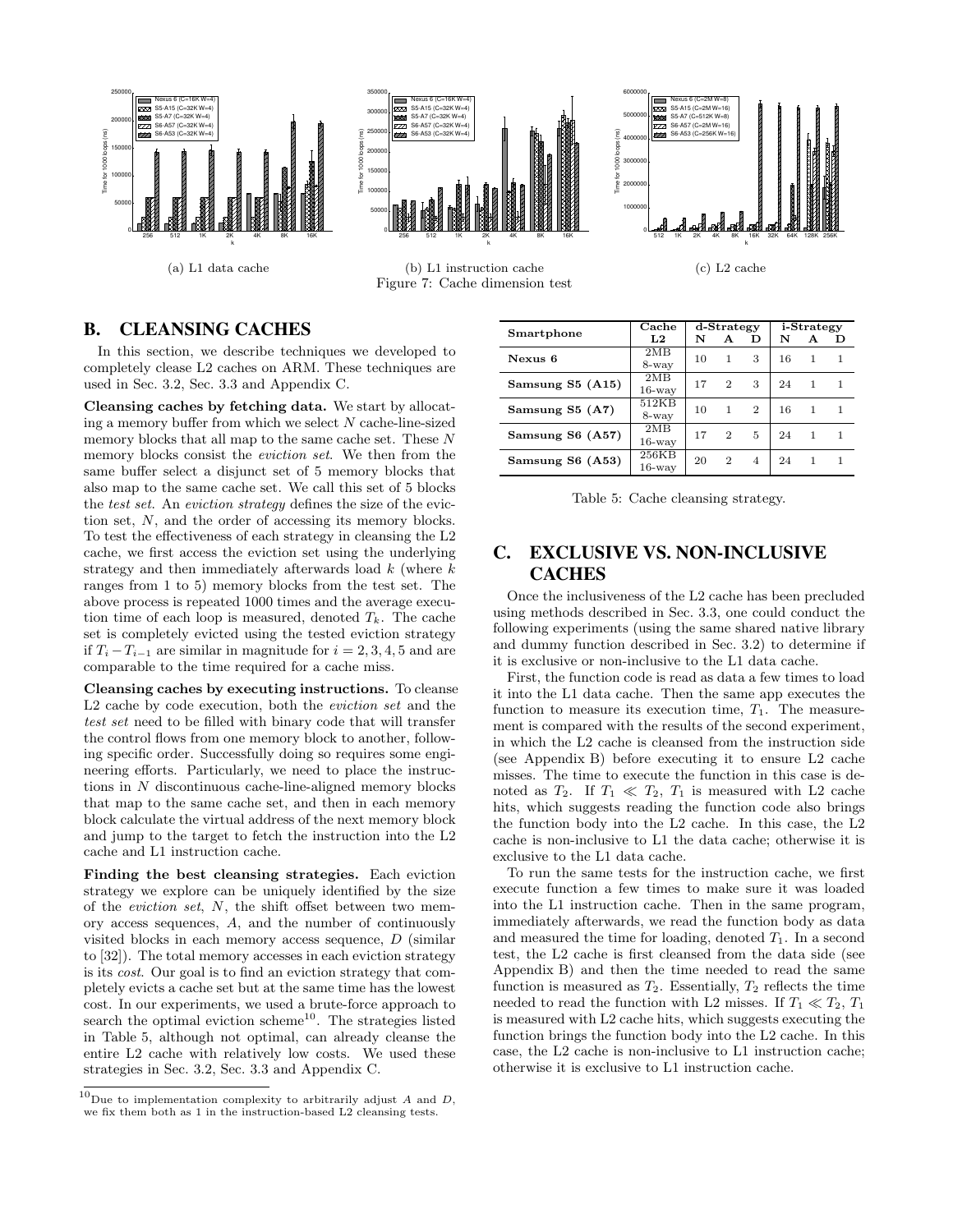250000
200000
150000
100000
50000
0
Time for 1000 loops (ns)
Nexus 6 (C=16K W=4)
S5-A15 (C=32K W=4)
S5-A7 (C=32K W=4)
S6-A57 (C=32K W=4)
S6-A53 (C=32K W=4)
256 512 1K 2K 4K 8K 16K
k

(a) L1 data cache

350000
300000
250000
200000
150000
100000
50000
0
Time for 1000 loops (ns)
Nexus 6 (C=16K W=4)
S5-A15 (C=32K W=4)
S5-A7 (C=32K W=4)
S6-A57 (C=32K W=4)
S6-A53 (C=32K W=4)
256 512 1K 2K 4K 8K 16K
k

(b) L1 instruction cache

6000000
5000000
4000000
3000000
2000000
1000000
0
Time for 1000 loops (ns)
Nexus 6 (C=2M W=8)
S5-A15 (C=2M W=16)
S5-A7 (C=512K W=8)
S6-A57 (C=2M W=16)
S6-A53 (C=256K W=16)
512 1K 2K 4K 8K 16K 32K 64K 128K 256K
k

(c) L2 cache

Figure 7: Cache dimension test

## B. CLEANSING CACHES

In this section, we describe techniques we developed to completely clease L2 caches on ARM. These techniques are used in Sec. 3.2, Sec. 3.3 and Appendix C.

**Cleansing caches by fetching data.** We start by allocating a memory buffer from which we select $N$ cache-line-sized memory blocks that all map to the same cache set. These $N$ memory blocks consist the *eviction set*. We then from the same buffer select a disjunct set of 5 memory blocks that also map to the same cache set. We call this set of 5 blocks the *test set*. An *eviction strategy* defines the size of the eviction set, $N$, and the order of accessing its memory blocks. To test the effectiveness of each strategy in cleansing the L2 cache, we first access the eviction set using the underlying strategy and then immediately afterwards load $k$ (where $k$ ranges from 1 to 5) memory blocks from the test set. The above process is repeated 1000 times and the average execution time of each loop is measured, denoted $T_k$. The cache set is completely evicted using the tested eviction strategy if $T_i - T_{i-1}$ are similar in magnitude for $i = 2, 3, 4, 5$ and are comparable to the time required for a cache miss.

**Cleansing caches by executing instructions.** To cleanse L2 cache by code execution, both the *eviction set* and the *test set* need to be filled with binary code that will transfer the control flows from one memory block to another, following specific order. Successfully doing so requires some engineering efforts. Particularly, we need to place the instructions in $N$ discontinuous cache-line-aligned memory blocks that map to the same cache set, and then in each memory block calculate the virtual address of the next memory block and jump to the target to fetch the instruction into the L2 cache and L1 instruction cache.

**Finding the best cleansing strategies.** Each eviction strategy we explore can be uniquely identified by the size of the *eviction set*, $N$, the shift offset between two memory access sequences, $A$, and the number of continuously visited blocks in each memory access sequence, $D$ (similar to [32]). The total memory accesses in each eviction strategy is its *cost*. Our goal is to find an eviction strategy that completely evicts a cache set but at the same time has the lowest cost. In our experiments, we used a brute-force approach to search the optimal eviction scheme[10]. The strategies listed in Table 5, although not optimal, can already cleanse the entire L2 cache with relatively low costs. We used these strategies in Sec. 3.2, Sec. 3.3 and Appendix C.

[10]Due to implementation complexity to arbitrarily adjust $A$ and $D$, we fix them both as 1 in the instruction-based L2 cleansing tests.

| Smartphone | Cache L2 | d-Strategy | | | i-Strategy | | |
|---|---|---|---|---|---|---|---|
| | | N | A | D | N | A | D |
| **Nexus 6** | 2MB 8-way | 10 | 1 | 3 | 16 | 1 | 1 |
| **Samsung S5 (A15)** | 2MB 16-way | 17 | 2 | 3 | 24 | 1 | 1 |
| **Samsung S5 (A7)** | 512KB 8-way | 10 | 1 | 2 | 16 | 1 | 1 |
| **Samsung S6 (A57)** | 2MB 16-way | 17 | 2 | 5 | 24 | 1 | 1 |
| **Samsung S6 (A53)** | 256KB 16-way | 20 | 2 | 4 | 24 | 1 | 1 |

Table 5: Cache cleansing strategy.

## C. EXCLUSIVE VS. NON-INCLUSIVE CACHES

Once the inclusiveness of the L2 cache has been precluded using methods described in Sec. 3.3, one could conduct the following experiments (using the same shared native library and dummy function described in Sec. 3.2) to determine if it is exclusive or non-inclusive to the L1 data cache.

First, the function code is read as data a few times to load it into the L1 data cache. Then the same app executes the function to measure its execution time, $T_1$. The measurement is compared with the results of the second experiment, in which the L2 cache is cleansed from the instruction side (see Appendix B) before executing it to ensure L2 cache misses. The time to execute the function in this case is denoted as $T_2$. If $T_1 \ll T_2$, $T_1$ is measured with L2 cache hits, which suggests reading the function code also brings the function body into the L2 cache. In this case, the L2 cache is non-inclusive to L1 the data cache; otherwise it is exclusive to the L1 data cache.

To run the same tests for the instruction cache, we first execute function a few times to make sure it was loaded into the L1 instruction cache. Then in the same program, immediately afterwards, we read the function body as data and measured the time for loading, denoted $T_1$. In a second test, the L2 cache is first cleansed from the data side (see Appendix B) and then the time needed to read the same function is measured as $T_2$. Essentially, $T_2$ reflects the time needed to read the function with L2 misses. If $T_1 \ll T_2$, $T_1$ is measured with L2 cache hits, which suggests executing the function brings the function body into the L2 cache. In this case, the L2 cache is non-inclusive to L1 instruction cache; otherwise it is exclusive to L1 instruction cache.